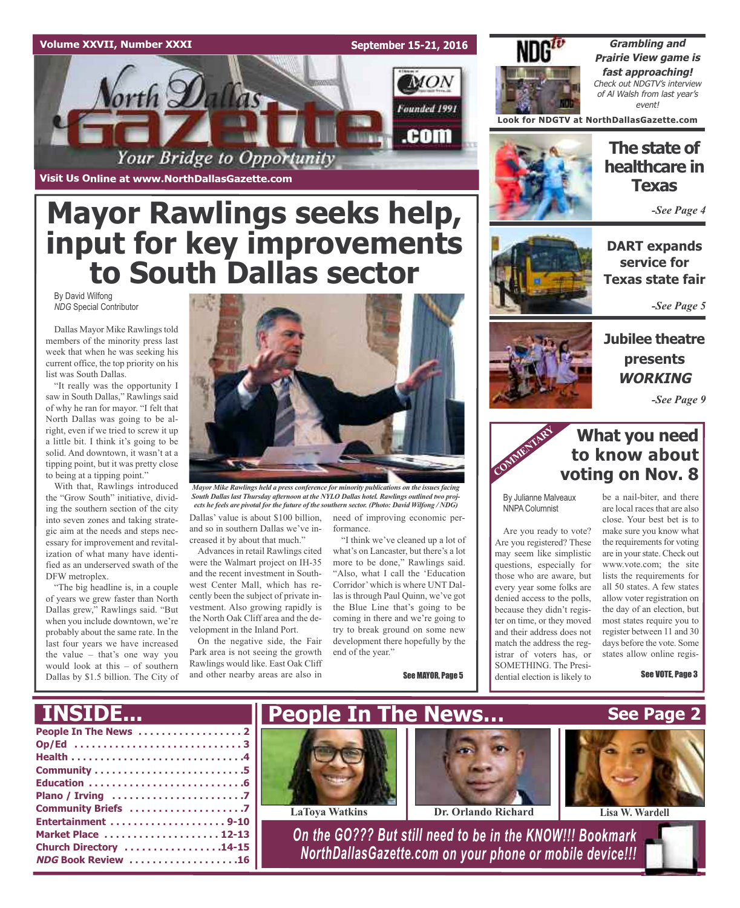# North Dallas Gazette

Volume XXVII, Number XXXI — September 15-21, 2016

Your Bridge to Opportunity

Founded 1991

Visit Us Online at www.NorthDallasGazette.com

# Mayor Rawlings seeks help, input for key improvements to South Dallas sector

By David Wilfong
*NDG* Special Contributor

Dallas Mayor Mike Rawlings told members of the minority press last week that when he was seeking his current office, the top priority on his list was South Dallas.

"It really was the opportunity I saw in South Dallas," Rawlings said of why he ran for mayor. "I felt that North Dallas was going to be alright, even if we tried to screw it up a little bit. I think it's going to be solid. And downtown, it wasn't at a tipping point, but it was pretty close to being at a tipping point."

With that, Rawlings introduced the "Grow South" initiative, dividing the southern section of the city into seven zones and taking strategic aim at the needs and steps necessary for improvement and revitalization of what many have identified as an underserved swath of the DFW metroplex.

"The big headline is, in a couple of years we grew faster than North Dallas grew," Rawlings said. "But when you include downtown, we're probably about the same rate. In the last four years we have increased the value – that's one way you would look at this – of southern Dallas by $1.5 billion. The City of Dallas' value is about $100 billion, and so in southern Dallas we've increased it by about that much."

*Mayor Mike Rawlings held a press conference for minority publications on the issues facing South Dallas last Thursday afternoon at the NYLO Dallas hotel. Rawlings outlined two projects he feels are pivotal for the future of the southern sector. (Photo: David Wilfong / NDG)*

Advances in retail Rawlings cited were the Walmart project on IH-35 and the recent investment in Southwest Center Mall, which has recently been the subject of private investment. Also growing rapidly is the North Oak Cliff area and the development in the Inland Port.

On the negative side, the Fair Park area is not seeing the growth Rawlings would like. East Oak Cliff and other nearby areas are also in need of improving economic performance.

"I think we've cleaned up a lot of what's on Lancaster, but there's a lot more to be done," Rawlings said. "Also, what I call the 'Education Corridor' which is where UNT Dallas is through Paul Quinn, we've got the Blue Line that's going to be coming in there and we're going to try to break ground on some new development there hopefully by the end of the year."

See MAYOR, Page 5

## NDGtv

**Grambling and Prairie View game is fast approaching!** *Check out NDGTV's interview of Al Walsh from last year's event!*

Look for NDGTV at NorthDallasGazette.com

## The state of healthcare in Texas

*-See Page 4*

## DART expands service for Texas state fair

*-See Page 5*

## Jubilee theatre presents *WORKING*

*-See Page 9*

## COMMENTARY: What you need to know about voting on Nov. 8

By Julianne Malveaux
NNPA Columnist

Are you ready to vote? Are you registered? These may seem like simplistic questions, especially for those who are aware, but every year some folks are denied access to the polls, because they didn't register on time, or they moved and their address does not match the address the registrar of voters has, or SOMETHING. The Presidential election is likely to be a nail-biter, and there are local races that are also close. Your best bet is to make sure you know what the requirements for voting are in your state. Check out www.vote.com; the site lists the requirements for all 50 states. A few states allow voter registration on the day of an election, but most states require you to register between 11 and 30 days before the vote. Some states allow online regis-

See VOTE, Page 3

## INSIDE...

- People In The News . . . . . 2
- Op/Ed . . . . . 3
- Health . . . . . 4
- Community . . . . . 5
- Education . . . . . 6
- Plano / Irving . . . . . 7
- Community Briefs . . . . . 7
- Entertainment . . . . . 9-10
- Market Place . . . . . 12-13
- Church Directory . . . . . 14-15
- *NDG* Book Review . . . . . 16

## People In The News... See Page 2

LaToya Watkins | Dr. Orlando Richard | Lisa W. Wardell

*On the GO??? But still need to be in the KNOW!!! Bookmark NorthDallasGazette.com on your phone or mobile device!!!*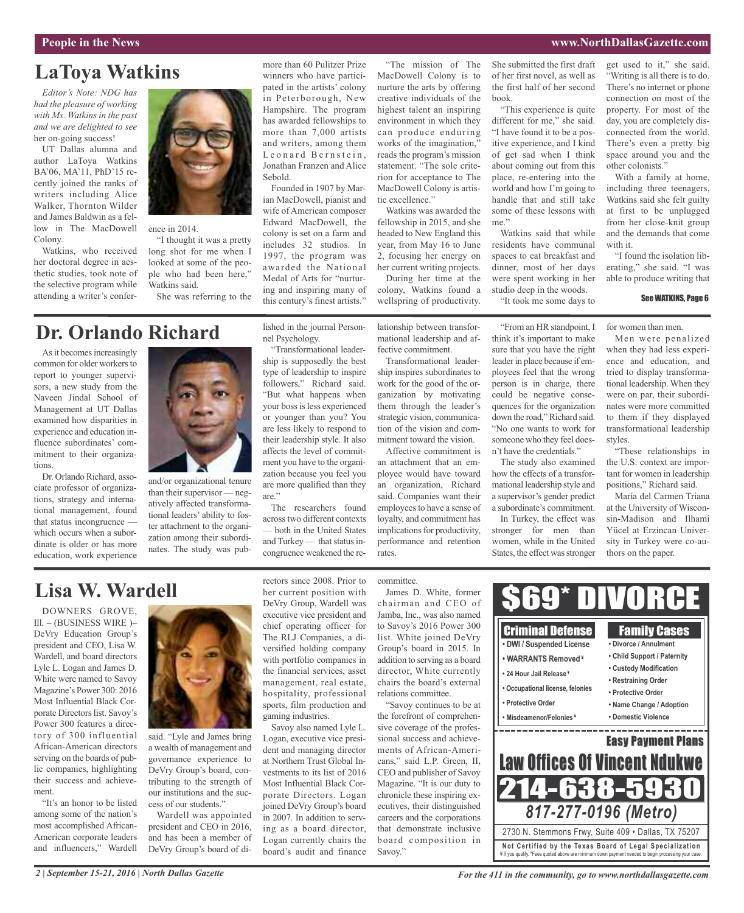# LaToya Watkins

*Editor's Note: NDG has had the pleasure of working with Ms. Watkins in the past and we are delighted to see* her on-going success!

UT Dallas alumna and author LaToya Watkins BA'06, MA'11, PhD'15 recently joined the ranks of writers including Alice Walker, Thornton Wilder and James Baldwin as a fellow in The MacDowell Colony.

Watkins, who received her doctoral degree in aesthetic studies, took note of the selective program while attending a writer's conference in 2014.

"I thought it was a pretty long shot for me when I looked at some of the people who had been here," Watkins said.

She was referring to the more than 60 Pulitzer Prize winners who have participated in the artists' colony in Peterborough, New Hampshire. The program has awarded fellowships to more than 7,000 artists and writers, among them Leonard Bernstein, Jonathan Franzen and Alice Sebold.

Founded in 1907 by Marian MacDowell, pianist and wife of American composer Edward MacDowell, the colony is set on a farm and includes 32 studios. In 1997, the program was awarded the National Medal of Arts for "nurturing and inspiring many of this century's finest artists."

"The mission of The MacDowell Colony is to nurture the arts by offering creative individuals of the highest talent an inspiring environment in which they can produce enduring works of the imagination," reads the program's mission statement. "The sole criterion for acceptance to The MacDowell Colony is artistic excellence."

Watkins was awarded the fellowship in 2015, and she headed to New England this year, from May 16 to June 2, focusing her energy on her current writing projects.

During her time at the colony, Watkins found a wellspring of productivity. She submitted the first draft of her first novel, as well as the first half of her second book.

"This experience is quite different for me," she said. "I have found it to be a positive experience, and I kind of get sad when I think about coming out from this place, re-entering into the world and how I'm going to handle that and still take some of these lessons with me."

Watkins said that while residents have communal spaces to eat breakfast and dinner, most of her days were spent working in her studio deep in the woods.

"It took me some days to get used to it," she said. "Writing is all there is to do. There's no internet or phone connection on most of the property. For most of the day, you are completely disconnected from the world. There's even a pretty big space around you and the other colonists."

With a family at home, including three teenagers, Watkins said she felt guilty at first to be unplugged from her close-knit group and the demands that come with it.

"I found the isolation liberating," she said. "I was able to produce writing that

See WATKINS, Page 6

# Dr. Orlando Richard

As it becomes increasingly common for older workers to report to younger supervisors, a new study from the Naveen Jindal School of Management at UT Dallas examined how disparities in experience and education influence subordinates' commitment to their organizations.

Dr. Orlando Richard, associate professor of organizations, strategy and international management, found that status incongruence — which occurs when a subordinate is older or has more education, work experience and/or organizational tenure than their supervisor — negatively affected transformational leaders' ability to foster attachment to the organization among their subordinates. The study was published in the journal Personnel Psychology.

"Transformational leadership is supposedly the best type of leadership to inspire followers," Richard said. "But what happens when your boss is less experienced or younger than you? You are less likely to respond to their leadership style. It also affects the level of commitment you have to the organization because you feel you are more qualified than they are."

The researchers found across two different contexts — both in the United States and Turkey — that status incongruence weakened the relationship between transformational leadership and affective commitment.

Transformational leadership inspires subordinates to work for the good of the organization by motivating them through the leader's strategic vision, communication of the vision and commitment toward the vision.

Affective commitment is an attachment that an employee would have toward an organization, Richard said. Companies want their employees to have a sense of loyalty, and commitment has implications for productivity, performance and retention rates.

"From an HR standpoint, I think it's important to make sure that you have the right leader in place because if employees feel that the wrong person is in charge, there could be negative consequences for the organization down the road," Richard said. "No one wants to work for someone who they feel doesn't have the credentials."

The study also examined how the effects of a transformational leadership style and a supervisor's gender predict a subordinate's commitment.

In Turkey, the effect was stronger for men than women, while in the United States, the effect was stronger for women than men.

Men were penalized when they had less experience and education, and tried to display transformational leadership. When they were on par, their subordinates were more committed to them if they displayed transformational leadership styles.

"These relationships in the U.S. context are important for women in leadership positions," Richard said.

María del Carmen Triana at the University of Wisconsin-Madison and Ilhami Yücel at Erzincan University in Turkey were co-authors on the paper.

# Lisa W. Wardell

DOWNERS GROVE, Ill. – (BUSINESS WIRE )– DeVry Education Group's president and CEO, Lisa W. Wardell, and board directors Lyle L. Logan and James D. White were named to Savoy Magazine's Power 300: 2016 Most Influential Black Corporate Directors list. Savoy's Power 300 features a directory of 300 influential African-American directors serving on the boards of public companies, highlighting their success and achievement.

"It's an honor to be listed among some of the nation's most accomplished African-American corporate leaders and influencers," Wardell said. "Lyle and James bring a wealth of management and governance experience to DeVry Group's board, contributing to the strength of our institutions and the success of our students."

Wardell was appointed president and CEO in 2016, and has been a member of DeVry Group's board of directors since 2008. Prior to her current position with DeVry Group, Wardell was executive vice president and chief operating officer for The RLJ Companies, a diversified holding company with portfolio companies in the financial services, asset management, real estate, hospitality, professional sports, film production and gaming industries.

Savoy also named Lyle L. Logan, executive vice president and managing director at Northern Trust Global Investments to its list of 2016 Most Influential Black Corporate Directors. Logan joined DeVry Group's board in 2007. In addition to serving as a board director, Logan currently chairs the board's audit and finance committee.

James D. White, former chairman and CEO of Jamba, Inc., was also named to Savoy's 2016 Power 300 list. White joined DeVry Group's board in 2015. In addition to serving as a board director, White currently chairs the board's external relations committee.

"Savoy continues to be at the forefront of comprehensive coverage of the professional success and achievements of African-Americans," said L.P. Green, II, CEO and publisher of Savoy Magazine. "It is our duty to chronicle these inspiring executives, their distinguished careers and the corporations that demonstrate inclusive board composition in Savoy."

## $69* DIVORCE

**Criminal Defense**
- DWI / Suspended License
- WARRANTS Removed ¥
- 24 Hour Jail Release ¥
- Occupational license, felonies
- Protective Order
- Misdeamenor/Felonies ¥

**Family Cases**
- Divorce / Annulment
- Child Support / Paternity
- Custody Modification
- Restraining Order
- Protective Order
- Name Change / Adoption
- Domestic Violence

**Easy Payment Plans**

**Law Offices Of Vincent Ndukwe**

**214-638-5930**

**817-277-0196 (Metro)**

2730 N. Stemmons Frwy, Suite 409 • Dallas, TX 75207

**Not Certified by the Texas Board of Legal Specialization**

¥ If you qualify. *Fees quoted above are minimum down payment needed to begin processing your case.

For the 411 in the community, go to www.northdallasgazette.com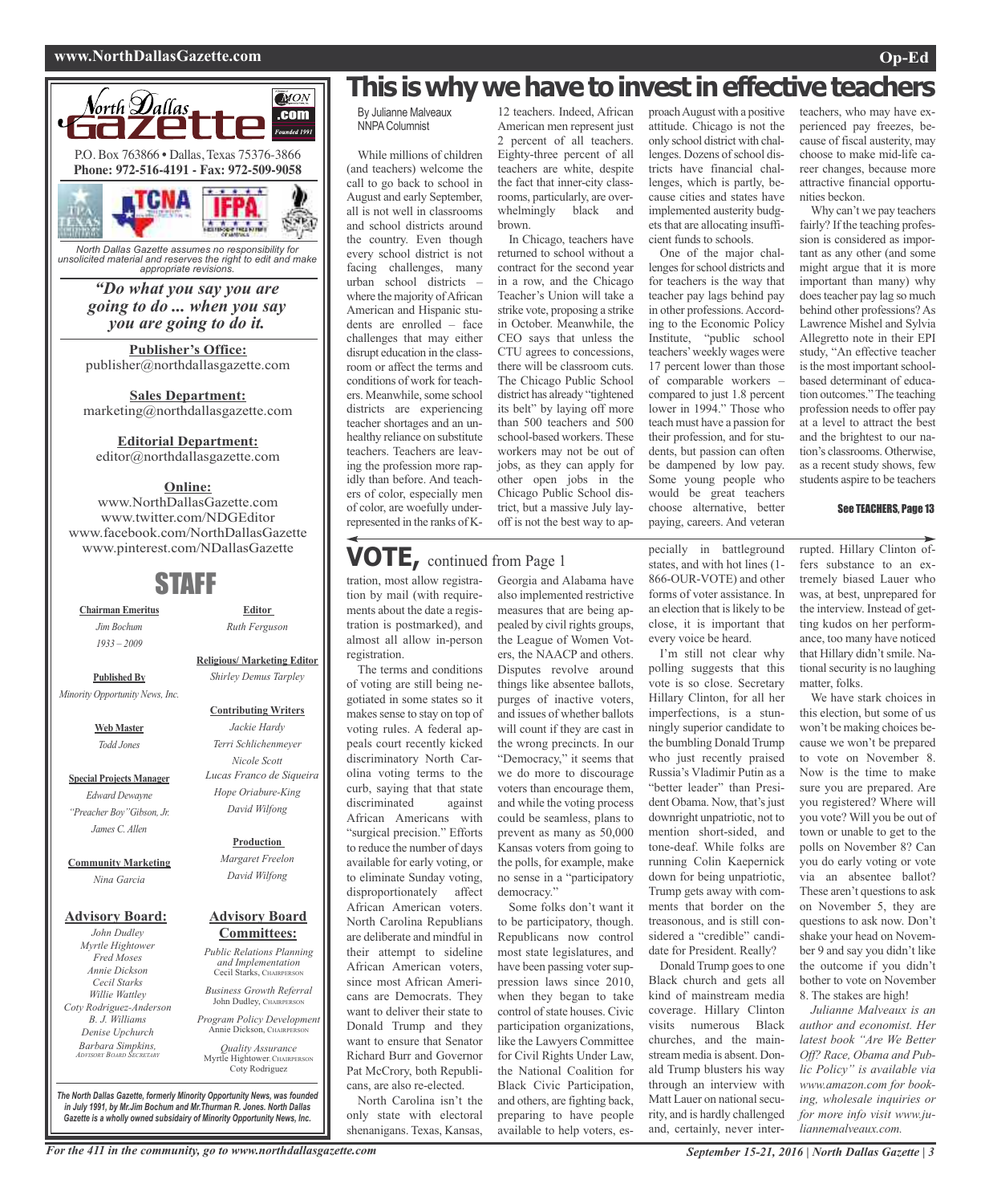North Dallas Gazette

P.O. Box 763866 • Dallas, Texas 75376-3866
**Phone: 972-516-4191 - Fax: 972-509-9058**

*North Dallas Gazette assumes no responsibility for unsolicited material and reserves the right to edit and make appropriate revisions.*

***"Do what you say you are going to do ... when you say you are going to do it.***

**Publisher's Office:**
publisher@northdallasgazette.com

**Sales Department:**
marketing@northdallasgazette.com

**Editorial Department:**
editor@northdallasgazette.com

**Online:**
www.NorthDallasGazette.com
www.twitter.com/NDGEditor
www.facebook.com/NorthDallasGazette
www.pinterest.com/NDallasGazette

## STAFF

**Chairman Emeritus**
*Jim Bochum*
*1933 – 2009*

**Published By**
*Minority Opportunity News, Inc.*

**Web Master**
*Todd Jones*

**Special Projects Manager**
*Edward Dewayne*
*"Preacher Boy" Gibson, Jr.*
*James C. Allen*

**Community Marketing**
*Nina Garcia*

**Editor**
*Ruth Ferguson*

**Religious/ Marketing Editor**
*Shirley Demus Tarpley*

**Contributing Writers**
*Jackie Hardy*
*Terri Schlichenmeyer*
*Nicole Scott*
*Lucas Franco de Siqueira*
*Hope Oriabure-King*
*David Wilfong*

**Production**
*Margaret Freelon*
*David Wilfong*

**Advisory Board:**
*John Dudley*
*Myrtle Hightower*
*Fred Moses*
*Annie Dickson*
*Cecil Starks*
*Willie Wattley*
*Coty Rodriguez-Anderson*
*B. J. Williams*
*Denise Upchurch*
*Barbara Simpkins,* *Advisory Board Secretary*

**Advisory Board Committees:**
*Public Relations Planning and Implementation* Cecil Starks, Chairperson
*Business Growth Referral* John Dudley, Chairperson
*Program Policy Development* Annie Dickson, Chairperson
*Quality Assurance* Myrtle Hightower, Chairperson, Coty Rodriguez

***The North Dallas Gazette, formerly Minority Opportunity News, was founded in July 1991, by Mr.Jim Bochum and Mr.Thurman R. Jones. North Dallas Gazette is a wholly owned subsidairy of Minority Opportunity News, Inc.***

# This is why we have to invest in effective teachers

By Julianne Malveaux
NNPA Columnist

While millions of children (and teachers) welcome the call to go back to school in August and early September, all is not well in classrooms and school districts around the country. Even though every school district is not facing challenges, many urban school districts – where the majority of African American and Hispanic students are enrolled – face challenges that may either disrupt education in the classroom or affect the terms and conditions of work for teachers. Meanwhile, some school districts are experiencing teacher shortages and an unhealthy reliance on substitute teachers. Teachers are leaving the profession more rapidly than before. And teachers of color, especially men of color, are woefully underrepresented in the ranks of K-12 teachers. Indeed, African American men represent just 2 percent of all teachers. Eighty-three percent of all teachers are white, despite the fact that inner-city classrooms, particularly, are overwhelmingly black and brown.

In Chicago, teachers have returned to school without a contract for the second year in a row, and the Chicago Teacher's Union will take a strike vote, proposing a strike in October. Meanwhile, the CEO says that unless the CTU agrees to concessions, there will be classroom cuts. The Chicago Public School district has already "tightened its belt" by laying off more than 500 teachers and 500 school-based workers. These workers may not be out of jobs, as they can apply for other open jobs in the Chicago Public School district, but a massive July layoff is not the best way to approach August with a positive attitude. Chicago is not the only school district with challenges. Dozens of school districts have financial challenges, which is partly, because cities and states have implemented austerity budgets that are allocating insufficient funds to schools.

One of the major challenges for school districts and for teachers is the way that teacher pay lags behind pay in other professions. According to the Economic Policy Institute, "public school teachers' weekly wages were 17 percent lower than those of comparable workers – compared to just 1.8 percent lower in 1994." Those who teach must have a passion for their profession, and for students, but passion can often be dampened by low pay. Some young people who would be great teachers choose alternative, better paying, careers. And veteran teachers, who may have experienced pay freezes, because of fiscal austerity, may choose to make mid-life career changes, because more attractive financial opportunities beckon.

Why can't we pay teachers fairly? If the teaching profession is considered as important as any other (and some might argue that it is more important than many) why does teacher pay lag so much behind other professions? As Lawrence Mishel and Sylvia Allegretto note in their EPI study, "An effective teacher is the most important school-based determinant of education outcomes." The teaching profession needs to offer pay at a level to attract the best and the brightest to our nation's classrooms. Otherwise, as a recent study shows, few students aspire to be teachers

**See TEACHERS, Page 13**

## VOTE, continued from Page 1

tration, most allow registration by mail (with requirements about the date a registration is postmarked), and almost all allow in-person registration.

The terms and conditions of voting are still being negotiated in some states so it makes sense to stay on top of voting rules. A federal appeals court recently kicked discriminatory North Carolina voting terms to the curb, saying that that state discriminated against African Americans with "surgical precision." Efforts to reduce the number of days available for early voting, or to eliminate Sunday voting, disproportionately affect African American voters. North Carolina Republicans are deliberate and mindful in their attempt to sideline African American voters, since most African Americans are Democrats. They want to deliver their state to Donald Trump and they want to ensure that Senator Richard Burr and Governor Pat McCrory, both Republicans, are also re-elected.

North Carolina isn't the only state with electoral shenanigans. Texas, Kansas, Georgia and Alabama have also implemented restrictive measures that are being appealed by civil rights groups, the League of Women Voters, the NAACP and others. Disputes revolve around things like absentee ballots, purges of inactive voters, and issues of whether ballots will count if they are cast in the wrong precincts. In our "Democracy," it seems that we do more to discourage voters than encourage them, and while the voting process could be seamless, plans to prevent as many as 50,000 Kansas voters from going to the polls, for example, make no sense in a "participatory democracy."

Some folks don't want it to be participatory, though. Republicans now control most state legislatures, and have been passing voter suppression laws since 2010, when they began to take control of state houses. Civic participation organizations, like the Lawyers Committee for Civil Rights Under Law, the National Coalition for Black Civic Participation, and others, are fighting back, preparing to have people available to help voters, especially in battleground states, and with hot lines (1-866-OUR-VOTE) and other forms of voter assistance. In an election that is likely to be close, it is important that every voice be heard.

I'm still not clear why polling suggests that this vote is so close. Secretary Hillary Clinton, for all her imperfections, is a stunningly superior candidate to the bumbling Donald Trump who just recently praised Russia's Vladimir Putin as a "better leader" than President Obama. Now, that's just downright unpatriotic, not to mention short-sided, and tone-deaf. While folks are running Colin Kaepernick down for being unpatriotic, Trump gets away with comments that border on the treasonous, and is still considered a "credible" candidate for President. Really?

Donald Trump goes to one Black church and gets all kind of mainstream media coverage. Hillary Clinton visits numerous Black churches, and the mainstream media is absent. Donald Trump blusters his way through an interview with Matt Lauer on national security, and is hardly challenged and, certainly, never interrupted. Hillary Clinton offers substance to an extremely biased Lauer who was, at best, unprepared for the interview. Instead of getting kudos on her performance, too many have noticed that Hillary didn't smile. National security is no laughing matter, folks.

We have stark choices in this election, but some of us won't be making choices because we won't be prepared to vote on November 8. Now is the time to make sure you are prepared. Are you registered? Where will you vote? Will you be out of town or unable to get to the polls on November 8? Can you do early voting or vote via an absentee ballot? These aren't questions to ask on November 5, they are questions to ask now. Don't shake your head on November 9 and say you didn't like the outcome if you didn't bother to vote on November 8. The stakes are high!

*Julianne Malveaux is an author and economist. Her latest book "Are We Better Off? Race, Obama and Public Policy" is available via www.amazon.com for booking, wholesale inquiries or for more info visit www.juliannemalveaux.com.*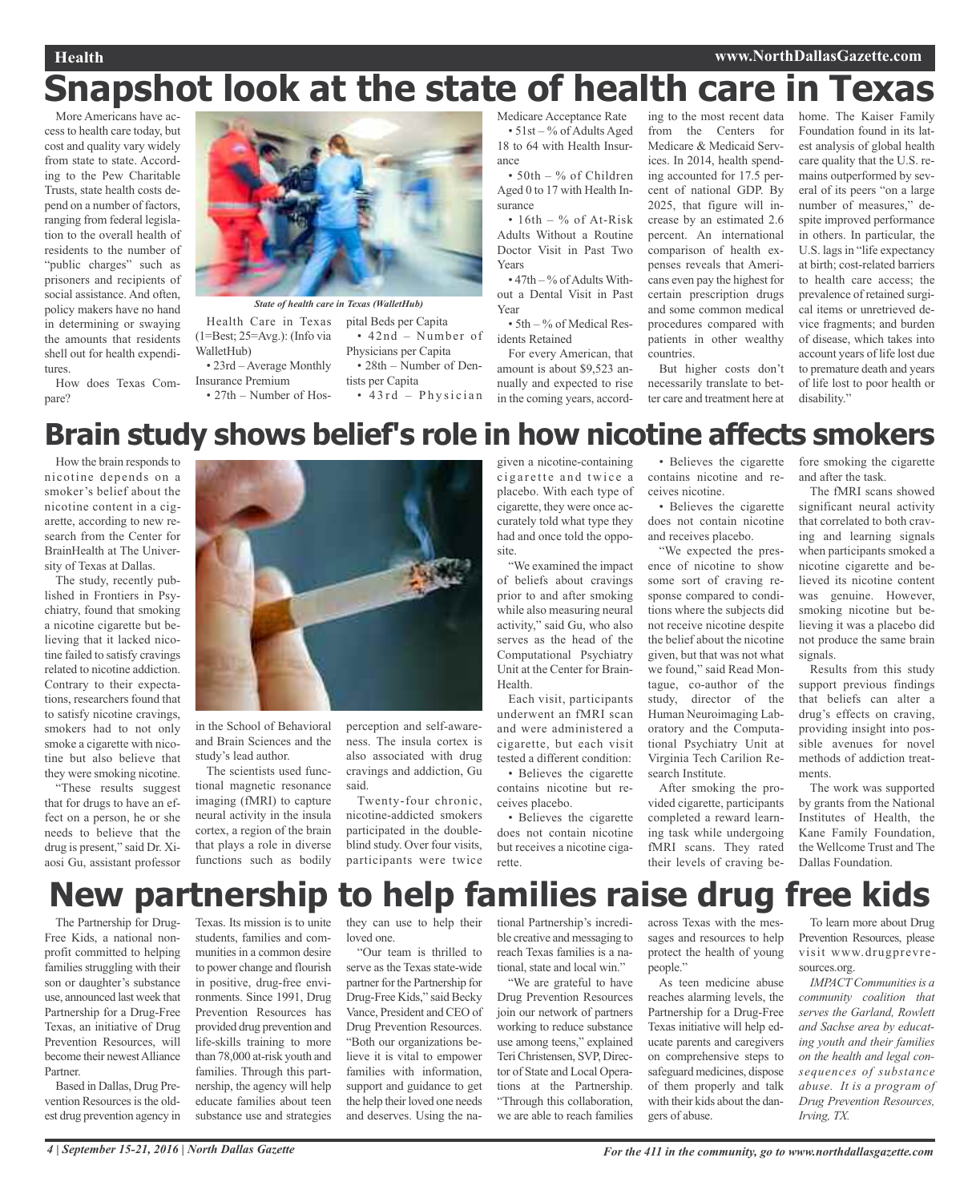# Snapshot look at the state of health care in Texas

More Americans have access to health care today, but cost and quality vary widely from state to state. According to the Pew Charitable Trusts, state health costs depend on a number of factors, ranging from federal legislation to the overall health of residents to the number of "public charges" such as prisoners and recipients of social assistance. And often, policy makers have no hand in determining or swaying the amounts that residents shell out for health expenditures.

How does Texas Compare?

*State of health care in Texas (WalletHub)*

Health Care in Texas (1=Best; 25=Avg.): (Info via WalletHub)

- 23rd – Average Monthly Insurance Premium
- 27th – Number of Hospital Beds per Capita
- 42nd – Number of Physicians per Capita
- 28th – Number of Dentists per Capita
- 43rd – Physician Medicare Acceptance Rate
- 51st – % of Adults Aged 18 to 64 with Health Insurance
- 50th – % of Children Aged 0 to 17 with Health Insurance
- 16th – % of At-Risk Adults Without a Routine Doctor Visit in Past Two Years
- 47th – % of Adults Without a Dental Visit in Past Year
- 5th – % of Medical Residents Retained

For every American, that amount is about $9,523 annually and expected to rise in the coming years, according to the most recent data from the Centers for Medicare & Medicaid Services. In 2014, health spending accounted for 17.5 percent of national GDP. By 2025, that figure will increase by an estimated 2.6 percent. An international comparison of health expenses reveals that Americans even pay the highest for certain prescription drugs and some common medical procedures compared with patients in other wealthy countries.

But higher costs don't necessarily translate to better care and treatment here at home. The Kaiser Family Foundation found in its latest analysis of global health care quality that the U.S. remains outperformed by several of its peers "on a large number of measures," despite improved performance in others. In particular, the U.S. lags in "life expectancy at birth; cost-related barriers to health care access; the prevalence of retained surgical items or unretrieved device fragments; and burden of disease, which takes into account years of life lost due to premature death and years of life lost to poor health or disability."

# Brain study shows belief's role in how nicotine affects smokers

How the brain responds to nicotine depends on a smoker's belief about the nicotine content in a cigarette, according to new research from the Center for BrainHealth at The University of Texas at Dallas.

The study, recently published in Frontiers in Psychiatry, found that smoking a nicotine cigarette but believing that it lacked nicotine failed to satisfy cravings related to nicotine addiction. Contrary to their expectations, researchers found that to satisfy nicotine cravings, smokers had to not only smoke a cigarette with nicotine but also believe that they were smoking nicotine.

"These results suggest that for drugs to have an effect on a person, he or she needs to believe that the drug is present," said Dr. Xiaosi Gu, assistant professor in the School of Behavioral and Brain Sciences and the study's lead author.

The scientists used functional magnetic resonance imaging (fMRI) to capture neural activity in the insula cortex, a region of the brain that plays a role in diverse functions such as bodily perception and self-awareness. The insula cortex is also associated with drug cravings and addiction, Gu said.

Twenty-four chronic, nicotine-addicted smokers participated in the double-blind study. Over four visits, participants were twice given a nicotine-containing cigarette and twice a placebo. With each type of cigarette, they were once accurately told what type they had and once told the opposite.

"We examined the impact of beliefs about cravings prior to and after smoking while also measuring neural activity," said Gu, who also serves as the head of the Computational Psychiatry Unit at the Center for BrainHealth.

Each visit, participants underwent an fMRI scan and were administered a cigarette, but each visit tested a different condition:

- Believes the cigarette contains nicotine but receives placebo.
- Believes the cigarette does not contain nicotine but receives a nicotine cigarette.
- Believes the cigarette contains nicotine and receives nicotine.
- Believes the cigarette does not contain nicotine and receives placebo.

"We expected the presence of nicotine to show some sort of craving response compared to conditions where the subjects did not receive nicotine despite the belief about the nicotine given, but that was not what we found," said Read Montague, co-author of the study, director of the Human Neuroimaging Laboratory and the Computational Psychiatry Unit at Virginia Tech Carilion Research Institute.

After smoking the provided cigarette, participants completed a reward learning task while undergoing fMRI scans. They rated their levels of craving before smoking the cigarette and after the task.

The fMRI scans showed significant neural activity that correlated to both craving and learning signals when participants smoked a nicotine cigarette and believed its nicotine content was genuine. However, smoking nicotine but believing it was a placebo did not produce the same brain signals.

Results from this study support previous findings that beliefs can alter a drug's effects on craving, providing insight into possible avenues for novel methods of addiction treatments.

The work was supported by grants from the National Institutes of Health, the Kane Family Foundation, the Wellcome Trust and The Dallas Foundation.

# New partnership to help families raise drug free kids

The Partnership for Drug-Free Kids, a national nonprofit committed to helping families struggling with their son or daughter's substance use, announced last week that Partnership for a Drug-Free Texas, an initiative of Drug Prevention Resources, will become their newest Alliance Partner.

Based in Dallas, Drug Prevention Resources is the oldest drug prevention agency in Texas. Its mission is to unite students, families and communities in a common desire to power change and flourish in positive, drug-free environments. Since 1991, Drug Prevention Resources has provided drug prevention and life-skills training to more than 78,000 at-risk youth and families. Through this partnership, the agency will help educate families about teen substance use and strategies they can use to help their loved one.

"Our team is thrilled to serve as the Texas state-wide partner for the Partnership for Drug-Free Kids," said Becky Vance, President and CEO of Drug Prevention Resources. "Both our organizations believe it is vital to empower families with information, support and guidance to get the help their loved one needs and deserves. Using the national Partnership's incredible creative and messaging to reach Texas families is a national, state and local win."

"We are grateful to have Drug Prevention Resources join our network of partners working to reduce substance use among teens," explained Teri Christensen, SVP, Director of State and Local Operations at the Partnership. "Through this collaboration, we are able to reach families across Texas with the messages and resources to help protect the health of young people."

As teen medicine abuse reaches alarming levels, the Partnership for a Drug-Free Texas initiative will help educate parents and caregivers on comprehensive steps to safeguard medicines, dispose of them properly and talk with their kids about the dangers of abuse.

To learn more about Drug Prevention Resources, please visit www.drugprevresources.org.

*IMPACT Communities is a community coalition that serves the Garland, Rowlett and Sachse area by educating youth and their families on the health and legal consequences of substance abuse. It is a program of Drug Prevention Resources, Irving, TX.*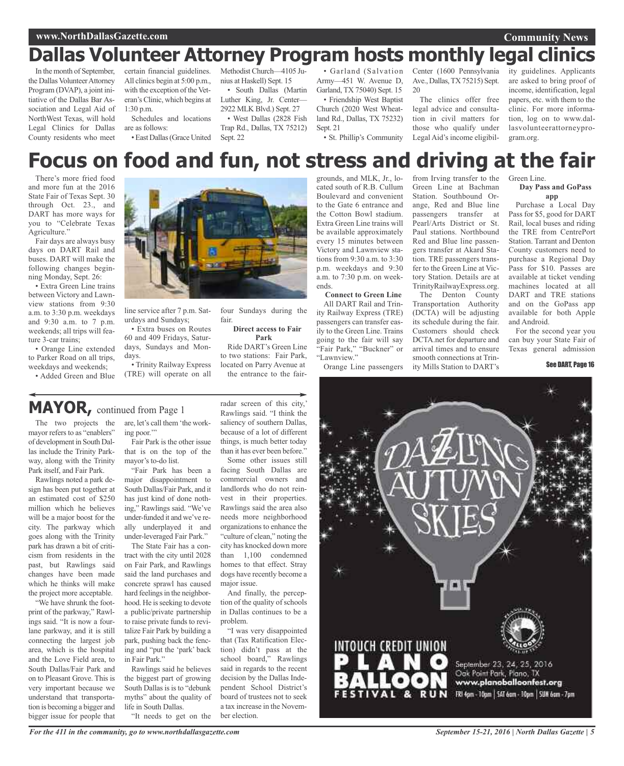# Dallas Volunteer Attorney Program hosts monthly legal clinics

In the month of September, the Dallas Volunteer Attorney Program (DVAP), a joint initiative of the Dallas Bar Association and Legal Aid of NorthWest Texas, will hold Legal Clinics for Dallas County residents who meet certain financial guidelines. All clinics begin at 5:00 p.m., with the exception of the Veteran's Clinic, which begins at 1:30 p.m.

Schedules and locations are as follows:

- East Dallas (Grace United Methodist Church—4105 Junius at Haskell) Sept. 15
- South Dallas (Martin Luther King, Jr. Center—2922 MLK Blvd.) Sept. 27
- West Dallas (2828 Fish Trap Rd., Dallas, TX 75212) Sept. 22
- Garland (Salvation Army—451 W. Avenue D, Garland, TX 75040) Sept. 15
- Friendship West Baptist Church (2020 West Wheatland Rd., Dallas, TX 75232) Sept. 21
- St. Phillip's Community Center (1600 Pennsylvania Ave., Dallas, TX 75215) Sept. 20

The clinics offer free legal advice and consultation in civil matters for those who qualify under Legal Aid's income eligibility guidelines. Applicants are asked to bring proof of income, identification, legal papers, etc. with them to the clinic. For more information, log on to www.dallasvolunteerattorneyprogram.org.

# Focus on food and fun, not stress and driving at the fair

There's more fried food and more fun at the 2016 State Fair of Texas Sept. 30 through Oct. 23., and DART has more ways for you to "Celebrate Texas Agriculture."

Fair days are always busy days on DART Rail and buses. DART will make the following changes beginning Monday, Sept. 26:

- Extra Green Line trains between Victory and Lawnview stations from 9:30 a.m. to 3:30 p.m. weekdays and 9:30 a.m. to 7 p.m. weekends; all trips will feature 3-car trains;
- Orange Line extended to Parker Road on all trips, weekdays and weekends;
- Added Green and Blue line service after 7 p.m. Saturdays and Sundays;
- Extra buses on Routes 60 and 409 Fridays, Saturdays, Sundays and Mondays.
- Trinity Railway Express (TRE) will operate on all four Sundays during the fair.

**Direct access to Fair Park**

Ride DART's Green Line to two stations: Fair Park, located on Parry Avenue at the entrance to the fairgrounds, and MLK, Jr., located south of R.B. Cullum Boulevard and convenient to the Gate 6 entrance and the Cotton Bowl stadium. Extra Green Line trains will be available approximately every 15 minutes between Victory and Lawnview stations from 9:30 a.m. to 3:30 p.m. weekdays and 9:30 a.m. to 7:30 p.m. on weekends.

**Connect to Green Line**

All DART Rail and Trinity Railway Express (TRE) passengers can transfer easily to the Green Line. Trains going to the fair will say "Fair Park," "Buckner" or "Lawnview."

Orange Line passengers from Irving transfer to the Green Line at Bachman Station. Southbound Orange, Red and Blue line passengers transfer at Pearl/Arts District or St. Paul stations. Northbound Red and Blue line passengers transfer at Akard Station. TRE passengers transfer to the Green Line at Victory Station. Details are at TrinityRailwayExpress.org.

The Denton County Transportation Authority (DCTA) will be adjusting its schedule during the fair. Customers should check DCTA.net for departure and arrival times and to ensure smooth connections at Trinity Mills Station to DART's Green Line.

**Day Pass and GoPass app**

Purchase a Local Day Pass for $5, good for DART Rail, local buses and riding the TRE from CentrePort Station. Tarrant and Denton County customers need to purchase a Regional Day Pass for $10. Passes are available at ticket vending machines located at all DART and TRE stations and on the GoPass app available for both Apple and Android.

For the second year you can buy your State Fair of Texas general admission

See DART, Page 16

# MAYOR, continued from Page 1

The two projects the mayor refers to as "enablers" of development in South Dallas include the Trinity Parkway, along with the Trinity Park itself, and Fair Park.

Rawlings noted a park design has been put together at an estimated cost of $250 million which he believes will be a major boost for the city. The parkway which goes along with the Trinity park has drawn a bit of criticism from residents in the past, but Rawlings said changes have been made which he thinks will make the project more acceptable.

"We have shrunk the footprint of the parkway," Rawlings said. "It is now a four-lane parkway, and it is still connecting the largest job area, which is the hospital and the Love Field area, to South Dallas/Fair Park and on to Pleasant Grove. This is very important because we understand that transportation is becoming a bigger and bigger issue for people that are, let's call them 'the working poor.'"

Fair Park is the other issue that is on the top of the mayor's to-do list.

"Fair Park has been a major disappointment to South Dallas/Fair Park, and it has just kind of done nothing," Rawlings said. "We've under-funded it and we've really underplayed it and under-leveraged Fair Park."

The State Fair has a contract with the city until 2028 on Fair Park, and Rawlings said the land purchases and concrete sprawl has caused hard feelings in the neighborhood. He is seeking to devote a public/private partnership to raise private funds to revitalize Fair Park by building a park, pushing back the fencing and "put the 'park' back in Fair Park."

Rawlings said he believes the biggest part of growing South Dallas is is to "debunk myths" about the quality of life in South Dallas.

"It needs to get on the radar screen of this city,' Rawlings said. "I think the saliency of southern Dallas, because of a lot of different things, is much better today than it has ever been before."

Some other issues still facing South Dallas are commercial owners and landlords who do not reinvest in their properties. Rawlings said the area also needs more neighborhood organizations to enhance the "culture of clean," noting the city has knocked down more than 1,100 condemned homes to that effect. Stray dogs have recently become a major issue.

And finally, the perception of the quality of schools in Dallas continues to be a problem.

"I was very disappointed that (Tax Ratification Election) didn't pass at the school board," Rawlings said in regards to the recent decision by the Dallas Independent School District's board of trustees not to seek a tax increase in the November election.

DAZZLING AUTUMN SKIES

INTOUCH CREDIT UNION PLANO BALLOON FESTIVAL & RUN

September 23, 24, 25, 2016
Oak Point Park, Plano, TX
www.planoballoonfest.org
FRI 4pm - 10pm | SAT 6am - 10pm | SUN 6am - 7pm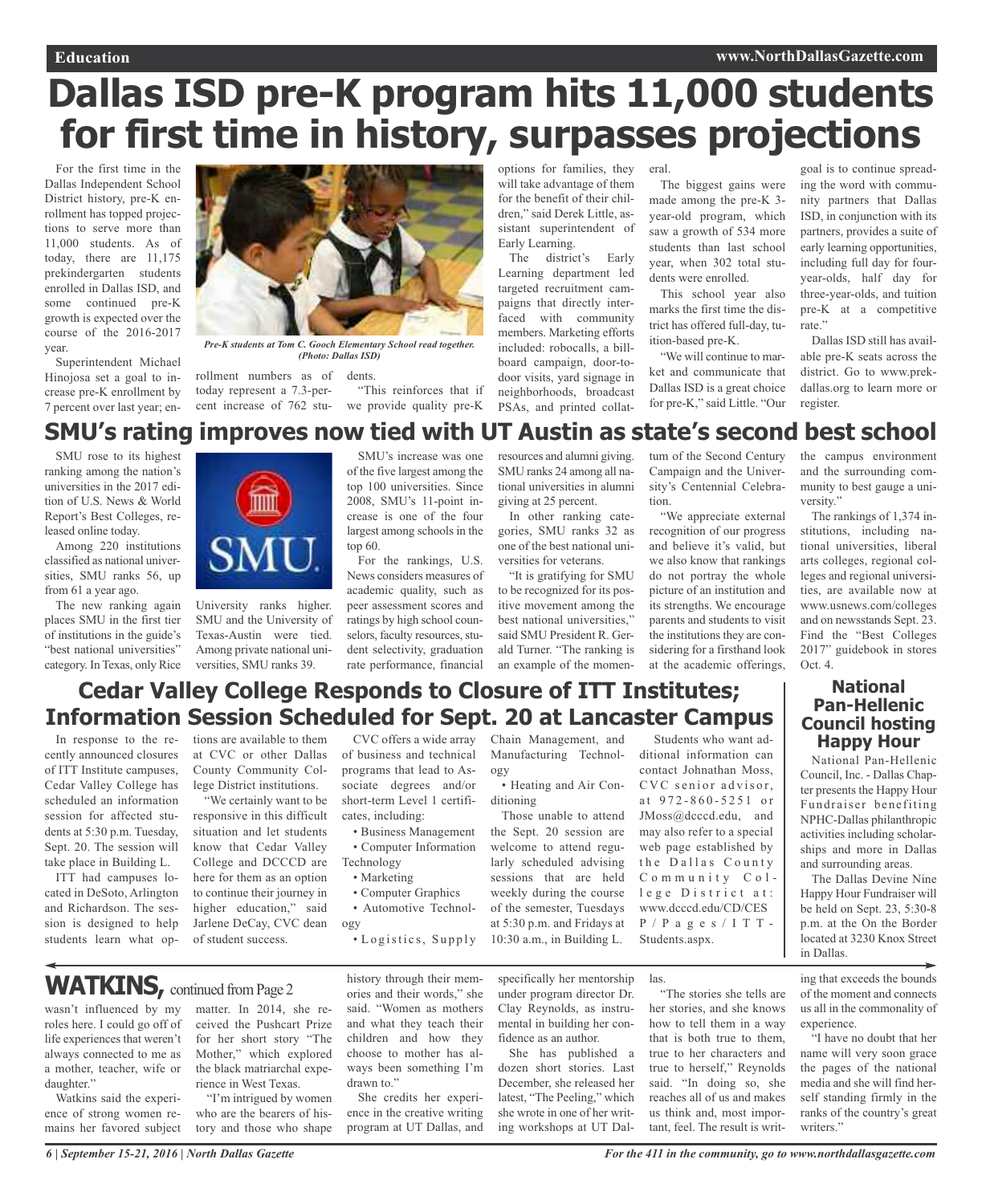# Dallas ISD pre-K program hits 11,000 students for first time in history, surpasses projections

For the first time in the Dallas Independent School District history, pre-K enrollment has topped projections to serve more than 11,000 students. As of today, there are 11,175 prekindergarten students enrolled in Dallas ISD, and some continued pre-K growth is expected over the course of the 2016-2017 year.

*Pre-K students at Tom C. Gooch Elementary School read together. (Photo: Dallas ISD)*

Superintendent Michael Hinojosa set a goal to increase pre-K enrollment by 7 percent over last year; enrollment numbers as of today represent a 7.3-percent increase of 762 students.

"This reinforces that if we provide quality pre-K options for families, they will take advantage of them for the benefit of their children," said Derek Little, assistant superintendent of Early Learning.

The district's Early Learning department led targeted recruitment campaigns that directly interfaced with community members. Marketing efforts included: robocalls, a billboard campaign, door-to-door visits, yard signage in neighborhoods, broadcast PSAs, and printed collateral.

The biggest gains were made among the pre-K 3-year-old program, which saw a growth of 534 more students than last school year, when 302 total students were enrolled.

This school year also marks the first time the district has offered full-day, tuition-based pre-K.

"We will continue to market and communicate that Dallas ISD is a great choice for pre-K," said Little. "Our goal is to continue spreading the word with community partners that Dallas ISD, in conjunction with its partners, provides a suite of early learning opportunities, including full day for four-year-olds, half day for three-year-olds, and tuition pre-K at a competitive rate."

Dallas ISD still has available pre-K seats across the district. Go to www.prekdallas.org to learn more or register.

## SMU's rating improves now tied with UT Austin as state's second best school

SMU rose to its highest ranking among the nation's universities in the 2017 edition of U.S. News & World Report's Best Colleges, released online today.

Among 220 institutions classified as national universities, SMU ranks 56, up from 61 a year ago.

The new ranking again places SMU in the first tier of institutions in the guide's "best national universities" category. In Texas, only Rice University ranks higher. SMU and the University of Texas-Austin were tied. Among private national universities, SMU ranks 39.

SMU's increase was one of the five largest among the top 100 universities. Since 2008, SMU's 11-point increase is one of the four largest among schools in the top 60.

For the rankings, U.S. News considers measures of academic quality, such as peer assessment scores and ratings by high school counselors, faculty resources, student selectivity, graduation rate performance, financial resources and alumni giving. SMU ranks 24 among all national universities in alumni giving at 25 percent.

In other ranking categories, SMU ranks 32 as one of the best national universities for veterans.

"It is gratifying for SMU to be recognized for its positive movement among the best national universities," said SMU President R. Gerald Turner. "The ranking is an example of the momentum of the Second Century Campaign and the University's Centennial Celebration.

"We appreciate external recognition of our progress and believe it's valid, but we also know that rankings do not portray the whole picture of an institution and its strengths. We encourage parents and students to visit the institutions they are considering for a firsthand look at the academic offerings, the campus environment and the surrounding community to best gauge a university."

The rankings of 1,374 institutions, including national universities, liberal arts colleges, regional colleges and regional universities, are available now at www.usnews.com/colleges and on newsstands Sept. 23. Find the "Best Colleges 2017" guidebook in stores Oct. 4.

## Cedar Valley College Responds to Closure of ITT Institutes; Information Session Scheduled for Sept. 20 at Lancaster Campus

In response to the recently announced closures of ITT Institute campuses, Cedar Valley College has scheduled an information session for affected students at 5:30 p.m. Tuesday, Sept. 20. The session will take place in Building L.

ITT had campuses located in DeSoto, Arlington and Richardson. The session is designed to help students learn what options are available to them at CVC or other Dallas County Community College District institutions.

"We certainly want to be responsive in this difficult situation and let students know that Cedar Valley College and DCCCD are here for them as an option to continue their journey in higher education," said Jarlene DeCay, CVC dean of student success.

CVC offers a wide array of business and technical programs that lead to Associate degrees and/or short-term Level 1 certificates, including:

- Business Management
- Computer Information Technology
- Marketing
- Computer Graphics
- Automotive Technology
- Logistics, Supply Chain Management, and Manufacturing Technology
- Heating and Air Conditioning

Those unable to attend the Sept. 20 session are welcome to attend regularly scheduled advising sessions that are held weekly during the course of the semester, Tuesdays at 5:30 p.m. and Fridays at 10:30 a.m., in Building L.

Students who want additional information can contact Johnathan Moss, CVC senior advisor, at 972-860-5251 or JMoss@dcccd.edu, and may also refer to a special web page established by the Dallas County Community College District at: www.dcccd.edu/CD/CES P/Pages/ITT-Students.aspx.

## National Pan-Hellenic Council hosting Happy Hour

National Pan-Hellenic Council, Inc. - Dallas Chapter presents the Happy Hour Fundraiser benefiting NPHC-Dallas philanthropic activities including scholarships and more in Dallas and surrounding areas.

The Dallas Devine Nine Happy Hour Fundraiser will be held on Sept. 23, 5:30-8 p.m. at the On the Border located at 3230 Knox Street in Dallas.

## WATKINS, continued from Page 2

wasn't influenced by my roles here. I could go off of life experiences that weren't always connected to me as a mother, teacher, wife or daughter."

Watkins said the experience of strong women remains her favored subject matter. In 2014, she received the Pushcart Prize for her short story "The Mother," which explored the black matriarchal experience in West Texas.

"I'm intrigued by women who are the bearers of history and those who shape history through their memories and their words," she said. "Women as mothers and what they teach their children and how they choose to mother has always been something I'm drawn to."

She credits her experience in the creative writing program at UT Dallas, and specifically her mentorship under program director Dr. Clay Reynolds, as instrumental in building her confidence as an author.

She has published a dozen short stories. Last December, she released her latest, "The Peeling," which she wrote in one of her writing workshops at UT Dallas.

"The stories she tells are her stories, and she knows how to tell them in a way that is both true to them, true to her characters and true to herself," Reynolds said. "In doing so, she reaches all of us and makes us think and, most important, feel. The result is writing that exceeds the bounds of the moment and connects us all in the commonality of experience.

"I have no doubt that her name will very soon grace the pages of the national media and she will find herself standing firmly in the ranks of the country's great writers."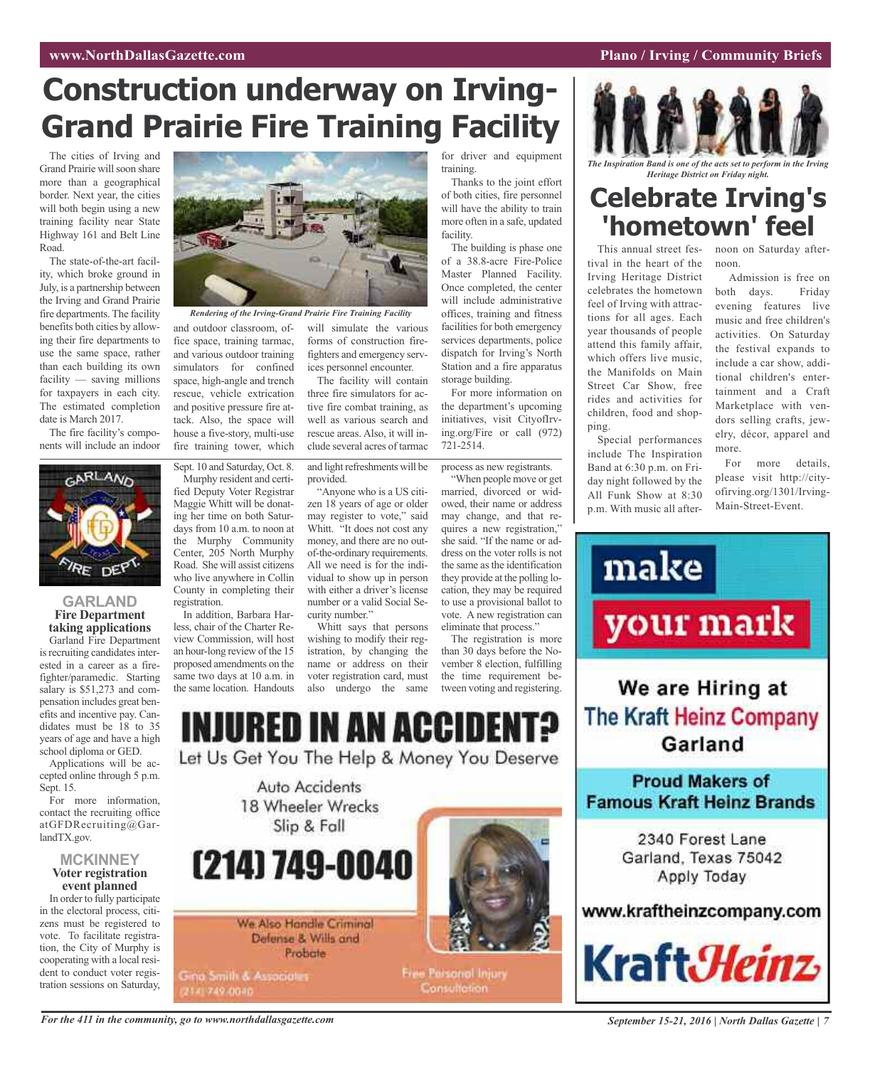# Construction underway on Irving-Grand Prairie Fire Training Facility

The cities of Irving and Grand Prairie will soon share more than a geographical border. Next year, the cities will both begin using a new training facility near State Highway 161 and Belt Line Road.

The state-of-the-art facility, which broke ground in July, is a partnership between the Irving and Grand Prairie fire departments. The facility benefits both cities by allowing their fire departments to use the same space, rather than each building its own facility — saving millions for taxpayers in each city. The estimated completion date is March 2017.

The fire facility's components will include an indoor and outdoor classroom, office space, training tarmac, and various outdoor training simulators for confined space, high-angle and trench rescue, vehicle extrication and positive pressure fire attack. Also, the space will house a five-story, multi-use fire training tower, which will simulate the various forms of construction firefighters and emergency services personnel encounter.

*Rendering of the Irving-Grand Prairie Fire Training Facility*

The facility will contain three fire simulators for active fire combat training, as well as various search and rescue areas. Also, it will include several acres of tarmac for driver and equipment training.

Thanks to the joint effort of both cities, fire personnel will have the ability to train more often in a safe, updated facility.

The building is phase one of a 38.8-acre Fire-Police Master Planned Facility. Once completed, the center will include administrative offices, training and fitness facilities for both emergency services departments, police dispatch for Irving's North Station and a fire apparatus storage building.

For more information on the department's upcoming initiatives, visit CityofIrving.org/Fire or call (972) 721-2514.

## GARLAND
### Fire Department taking applications

Garland Fire Department is recruiting candidates interested in a career as a firefighter/paramedic. Starting salary is $51,273 and compensation includes great benefits and incentive pay. Candidates must be 18 to 35 years of age and have a high school diploma or GED.

Applications will be accepted online through 5 p.m. Sept. 15.

For more information, contact the recruiting office atGFDRecruiting@GarlandTX.gov.

## MCKINNEY
### Voter registration event planned

In order to fully participate in the electoral process, citizens must be registered to vote. To facilitate registration, the City of Murphy is cooperating with a local resident to conduct voter registration sessions on Saturday, Sept. 10 and Saturday, Oct. 8.

Murphy resident and certified Deputy Voter Registrar Maggie Whitt will be donating her time on both Saturdays from 10 a.m. to noon at the Murphy Community Center, 205 North Murphy Road. She will assist citizens who live anywhere in Collin County in completing their registration.

In addition, Barbara Harless, chair of the Charter Review Commission, will host an hour-long review of the 15 proposed amendments on the same two days at 10 a.m. in the same location. Handouts and light refreshments will be provided.

"Anyone who is a US citizen 18 years of age or older may register to vote," said Whitt. "It does not cost any money, and there are no out-of-the-ordinary requirements. All we need is for the individual to show up in person with either a driver's license number or a valid Social Security number."

Whitt says that persons wishing to modify their registration, by changing the name or address on their voter registration card, must also undergo the same process as new registrants.

"When people move or get married, divorced or widowed, their name or address may change, and that requires a new registration," she said. "If the name or address on the voter rolls is not the same as the identification they provide at the polling location, they may be required to use a provisional ballot to vote. A new registration can eliminate that process."

The registration is more than 30 days before the November 8 election, fulfilling the time requirement between voting and registering.

*The Inspiration Band is one of the acts set to perform in the Irving Heritage District on Friday night.*

# Celebrate Irving's 'hometown' feel

This annual street festival in the heart of the Irving Heritage District celebrates the hometown feel of Irving with attractions for all ages. Each year thousands of people attend this family affair, which offers live music, the Manifolds on Main Street Car Show, free rides and activities for children, food and shopping.

Special performances include The Inspiration Band at 6:30 p.m. on Friday night followed by the All Funk Show at 8:30 p.m. With music all afternoon on Saturday afternoon.

Admission is free on both days. Friday evening features live music and free children's activities. On Saturday the festival expands to include a car show, additional children's entertainment and a Craft Marketplace with vendors selling crafts, jewelry, décor, apparel and more.

For more details, please visit http://cityofirving.org/1301/Irving-Main-Street-Event.

**INJURED IN AN ACCIDENT?**
Let Us Get You The Help & Money You Deserve

Auto Accidents
18 Wheeler Wrecks
Slip & Fall

**(214) 749-0040**

We Also Handle Criminal Defense & Wills and Probate

Gina Smith & Associates
(214) 749-0040

Free Personal Injury Consultation

**make your mark**

We are Hiring at The Kraft Heinz Company Garland

Proud Makers of Famous Kraft Heinz Brands

2340 Forest Lane
Garland, Texas 75042
Apply Today

www.kraftheinzcompany.com

Kraft*Heinz*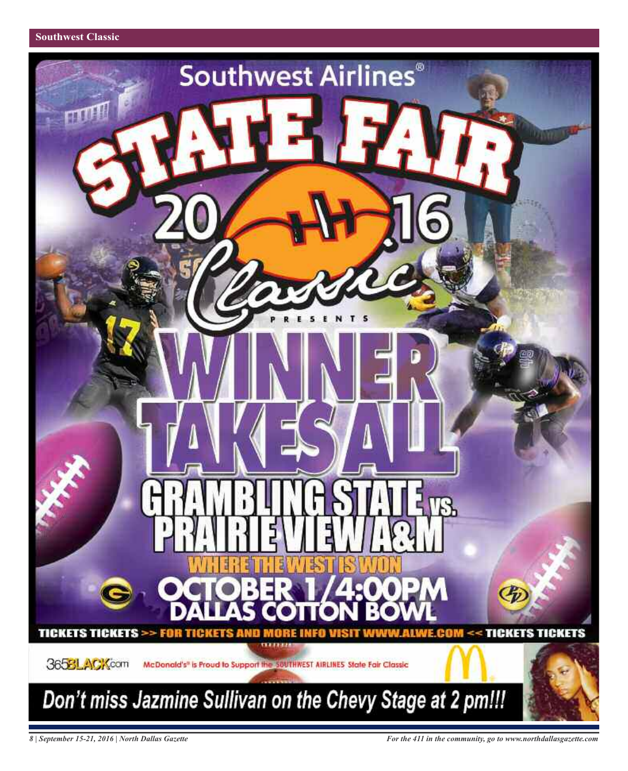# Southwest Airlines STATE FAIR 2016 Classic

PRESENTS

# WINNER TAKES ALL

## GRAMBLING STATE vs. PRAIRIE VIEW A&M

WHERE THE WEST IS WON

**OCTOBER 1/4:00PM**
**DALLAS COTTON BOWL**

TICKETS TICKETS >> FOR TICKETS AND MORE INFO VISIT WWW.ALWE.COM << TICKETS TICKETS

365BLACK.com McDonald's® is Proud to Support the SOUTHWEST AIRLINES State Fair Classic

**Don't miss Jazmine Sullivan on the Chevy Stage at 2 pm!!!**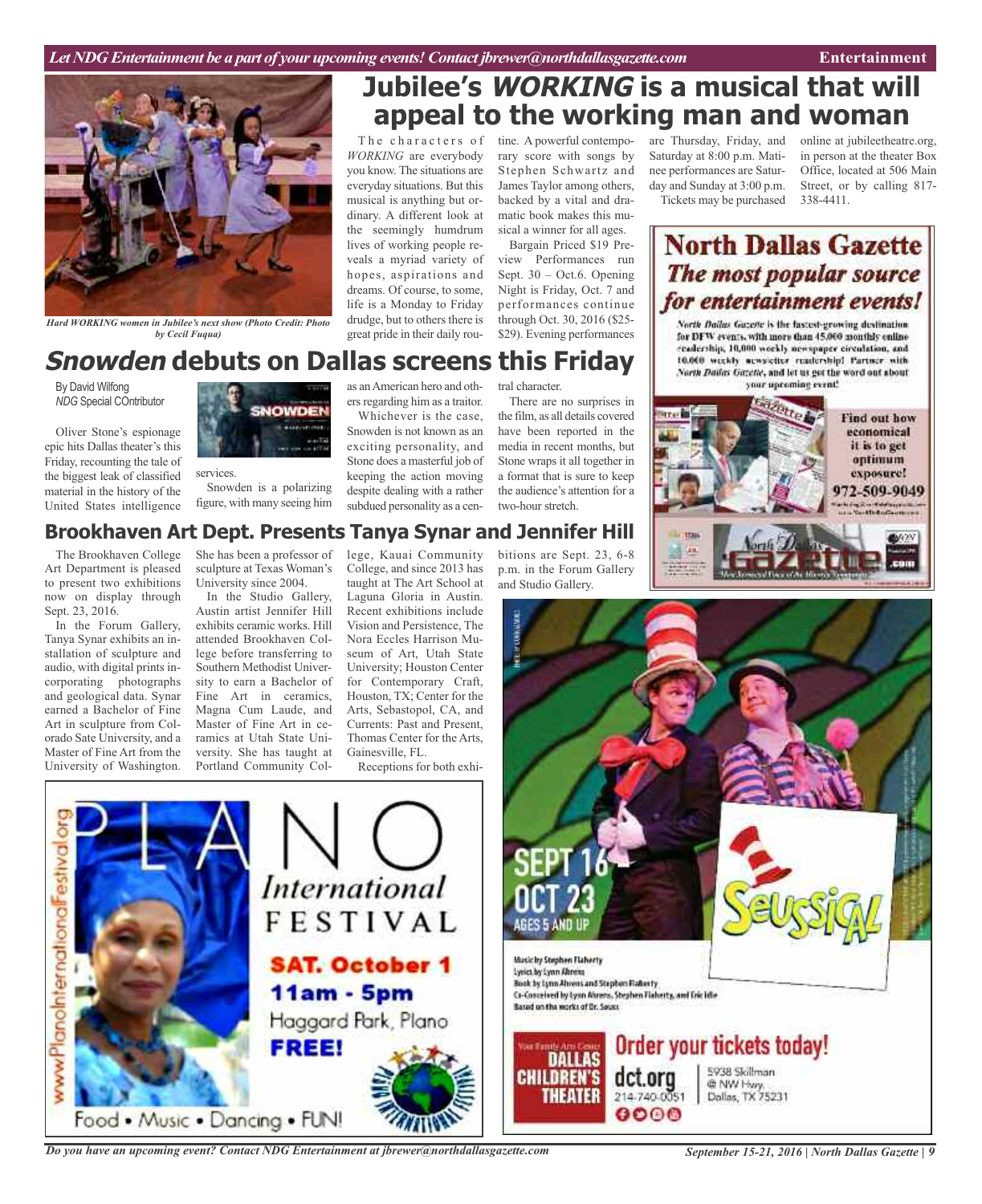# Jubilee's *WORKING* is a musical that will appeal to the working man and woman

*Hard WORKING women in Jubilee's next show (Photo Credit: Photo by Cecil Fuqua)*

The characters of *WORKING* are everybody you know. The situations are everyday situations. But this musical is anything but ordinary. A different look at the seemingly humdrum lives of working people reveals a myriad variety of hopes, aspirations and dreams. Of course, to some, life is a Monday to Friday drudge, but to others there is great pride in their daily routine. A powerful contemporary score with songs by Stephen Schwartz and James Taylor among others, backed by a vital and dramatic book makes this musical a winner for all ages.

Bargain Priced $19 Preview Performances run Sept. 30 – Oct.6. Opening Night is Friday, Oct. 7 and performances continue through Oct. 30, 2016 ($25-$29). Evening performances are Thursday, Friday, and Saturday at 8:00 p.m. Matinee performances are Saturday and Sunday at 3:00 p.m.

Tickets may be purchased online at jubileetheatre.org, in person at the theater Box Office, located at 506 Main Street, or by calling 817-338-4411.

## *Snowden* debuts on Dallas screens this Friday

By David Wilfong
*NDG* Special COntributor

Oliver Stone's espionage epic hits Dallas theater's this Friday, recounting the tale of the biggest leak of classified material in the history of the United States intelligence services.

Snowden is a polarizing figure, with many seeing him as an American hero and others regarding him as a traitor.

Whichever is the case, Snowden is not known as an exciting personality, and Stone does a masterful job of keeping the action moving despite dealing with a rather subdued personality as a central character.

There are no surprises in the film, as all details covered have been reported in the media in recent months, but Stone wraps it all together in a format that is sure to keep the audience's attention for a two-hour stretch.

## Brookhaven Art Dept. Presents Tanya Synar and Jennifer Hill

The Brookhaven College Art Department is pleased to present two exhibitions now on display through Sept. 23, 2016.

In the Forum Gallery, Tanya Synar exhibits an installation of sculpture and audio, with digital prints incorporating photographs and geological data. Synar earned a Bachelor of Fine Art in sculpture from Colorado Sate University, and a Master of Fine Art from the University of Washington. She has been a professor of sculpture at Texas Woman's University since 2004.

In the Studio Gallery, Austin artist Jennifer Hill exhibits ceramic works. Hill attended Brookhaven College before transferring to Southern Methodist University to earn a Bachelor of Fine Art in ceramics, Magna Cum Laude, and Master of Fine Art in ceramics at Utah State University. She has taught at Portland Community College, Kauai Community College, and since 2013 has taught at The Art School at Laguna Gloria in Austin. Recent exhibitions include Vision and Persistence, The Nora Eccles Harrison Museum of Art, Utah State University; Houston Center for Contemporary Craft, Houston, TX; Center for the Arts, Sebastopol, CA, and Currents: Past and Present, Thomas Center for the Arts, Gainesville, FL.

Receptions for both exhibitions are Sept. 23, 6-8 p.m. in the Forum Gallery and Studio Gallery.

**North Dallas Gazette**
***The most popular source for entertainment events!***

North Dallas Gazette is the fastest-growing destination for DFW events, with more than 45,000 monthly online readership, 10,000 weekly newspaper circulation, and 10,000 weekly newsletter readership! Partner with North Dallas Gazette, and let us get the word out about your upcoming event!

Find out how economical it is to get optimum exposure!
972-509-9049

**PLANO International FESTIVAL**
www.PlanoInternationalFestival.org
**SAT. October 1**
**11am - 5pm**
Haggard Park, Plano
**FREE!**
Food • Music • Dancing • FUN!

**SEPT 16 – OCT 23**
AGES 5 AND UP
**Seussical**
Music by Stephen Flaherty
Lyrics by Lynn Ahrens
Book by Lynn Ahrens and Stephen Flaherty
Co-Conceived by Lynn Ahrens, Stephen Flaherty, and Eric Idle
Based on the works of Dr. Seuss

Your Family Arts Center
**DALLAS CHILDREN'S THEATER**
**Order your tickets today!**
dct.org
214-740-0051
5938 Skillman @ NW Hwy. Dallas, TX 75231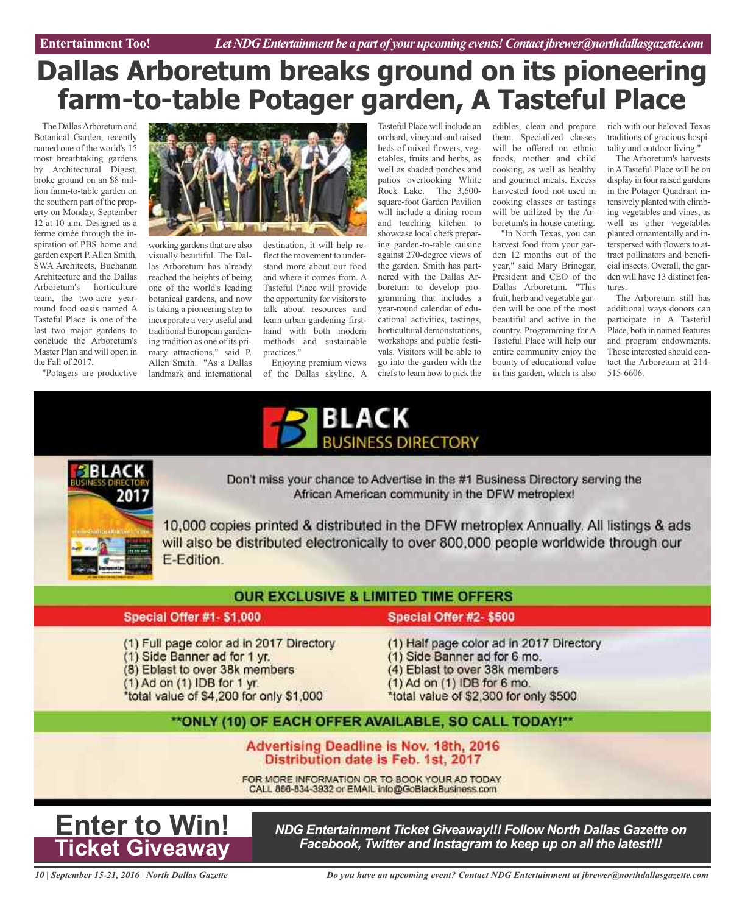# Dallas Arboretum breaks ground on its pioneering farm-to-table Potager garden, A Tasteful Place

The Dallas Arboretum and Botanical Garden, recently named one of the world's 15 most breathtaking gardens by Architectural Digest, broke ground on an $8 million farm-to-table garden on the southern part of the property on Monday, September 12 at 10 a.m. Designed as a ferme ornée through the inspiration of PBS home and garden expert P. Allen Smith, SWA Architects, Buchanan Architecture and the Dallas Arboretum's horticulture team, the two-acre year-round food oasis named A Tasteful Place is one of the last two major gardens to conclude the Arboretum's Master Plan and will open in the Fall of 2017.

"Potagers are productive working gardens that are also visually beautiful. The Dallas Arboretum has already reached the heights of being one of the world's leading botanical gardens, and now is taking a pioneering step to incorporate a very useful and traditional European gardening tradition as one of its primary attractions," said P. Allen Smith. "As a Dallas landmark and international destination, it will help reflect the movement to understand more about our food and where it comes from. A Tasteful Place will provide the opportunity for visitors to talk about resources and learn urban gardening first-hand with both modern methods and sustainable practices."

Enjoying premium views of the Dallas skyline, A Tasteful Place will include an orchard, vineyard and raised beds of mixed flowers, vegetables, fruits and herbs, as well as shaded porches and patios overlooking White Rock Lake. The 3,600-square-foot Garden Pavilion will include a dining room and teaching kitchen to showcase local chefs preparing garden-to-table cuisine against 270-degree views of the garden. Smith has partnered with the Dallas Arboretum to develop programming that includes a year-round calendar of educational activities, tastings, horticultural demonstrations, workshops and public festivals. Visitors will be able to go into the garden with the chefs to learn how to pick the edibles, clean and prepare them. Specialized classes will be offered on ethnic foods, mother and child cooking, as well as healthy and gourmet meals. Excess harvested food not used in cooking classes or tastings will be utilized by the Arboretum's in-house catering.

"In North Texas, you can harvest food from your garden 12 months out of the year," said Mary Brinegar, President and CEO of the Dallas Arboretum. "This fruit, herb and vegetable garden will be one of the most beautiful and active in the country. Programming for A Tasteful Place will help our entire community enjoy the bounty of educational value in this garden, which is also rich with our beloved Texas traditions of gracious hospitality and outdoor living."

The Arboretum's harvests in A Tasteful Place will be on display in four raised gardens in the Potager Quadrant intensively planted with climbing vegetables and vines, as well as other vegetables planted ornamentally and interspersed with flowers to attract pollinators and beneficial insects. Overall, the garden will have 13 distinct features.

The Arboretum still has additional ways donors can participate in A Tasteful Place, both in named features and program endowments. Those interested should contact the Arboretum at 214-515-6606.

## BLACK BUSINESS DIRECTORY

Don't miss your chance to Advertise in the #1 Business Directory serving the African American community in the DFW metroplex!

10,000 copies printed & distributed in the DFW metroplex Annually. All listings & ads will also be distributed electronically to over 800,000 people worldwide through our E-Edition.

**OUR EXCLUSIVE & LIMITED TIME OFFERS**

**Special Offer #1- $1,000**

(1) Full page color ad in 2017 Directory
(1) Side Banner ad for 1 yr.
(8) Eblast to over 38k members
(1) Ad on (1) IDB for 1 yr.
*total value of $4,200 for only $1,000

**Special Offer #2- $500**

(1) Half page color ad in 2017 Directory
(1) Side Banner ad for 6 mo.
(4) Eblast to over 38k members
(1) Ad on (1) IDB for 6 mo.
*total value of $2,300 for only $500

**ONLY (10) OF EACH OFFER AVAILABLE, SO CALL TODAY!**

**Advertising Deadline is Nov. 18th, 2016**
**Distribution date is Feb. 1st, 2017**

FOR MORE INFORMATION OR TO BOOK YOUR AD TODAY CALL 866-834-3932 or EMAIL info@GoBlackBusiness.com

## Enter to Win! Ticket Giveaway

***NDG Entertainment Ticket Giveaway!!! Follow North Dallas Gazette on Facebook, Twitter and Instagram to keep up on all the latest!!!***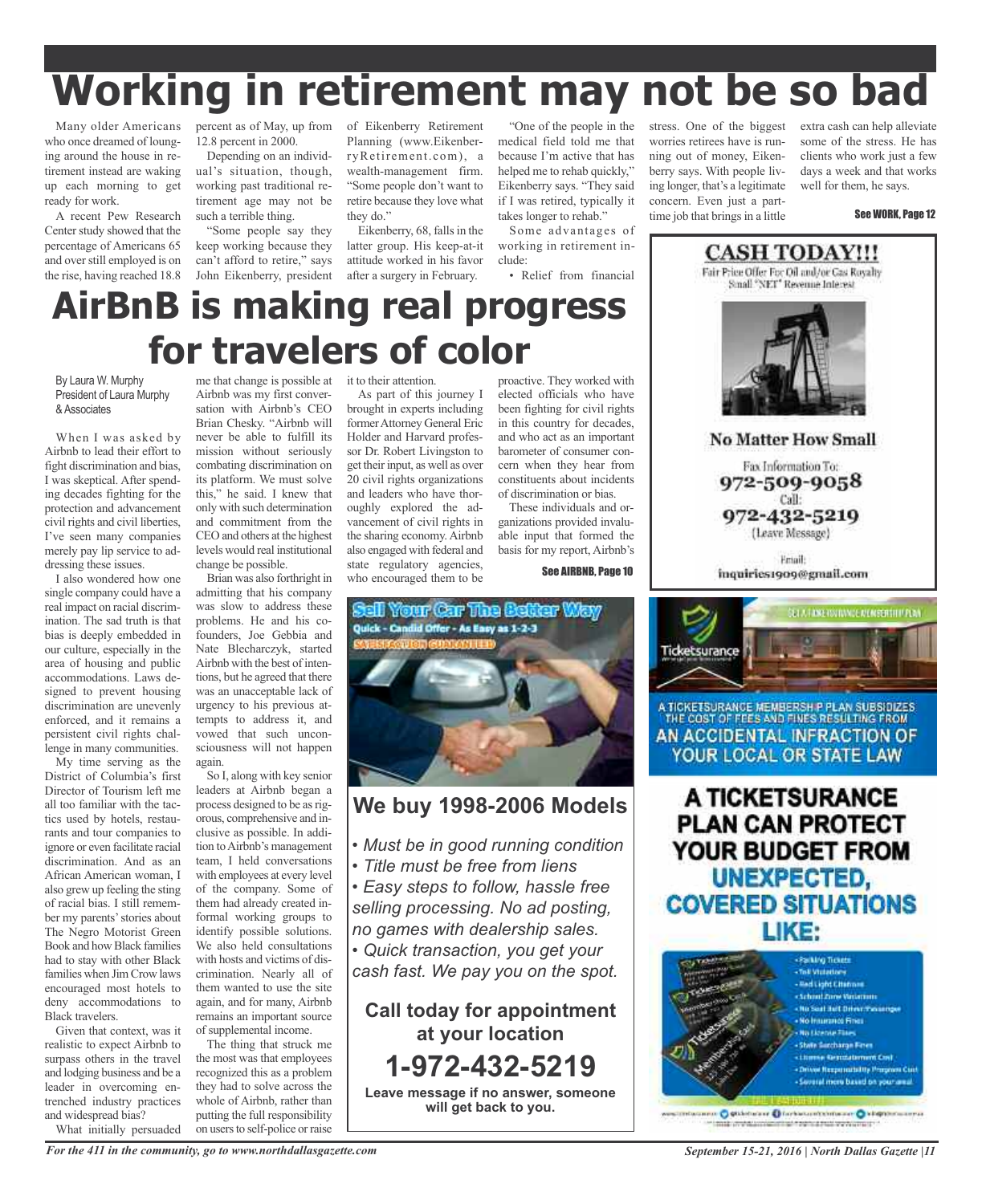# Working in retirement may not be so bad

Many older Americans who once dreamed of lounging around the house in retirement instead are waking up each morning to get ready for work.

A recent Pew Research Center study showed that the percentage of Americans 65 and over still employed is on the rise, having reached 18.8 percent as of May, up from 12.8 percent in 2000.

Depending on an individual's situation, though, working past traditional retirement age may not be such a terrible thing.

"Some people say they keep working because they can't afford to retire," says John Eikenberry, president of Eikenberry Retirement Planning (www.EikenberryRetirement.com), a wealth-management firm. "Some people don't want to retire because they love what they do."

Eikenberry, 68, falls in the latter group. His keep-at-it attitude worked in his favor after a surgery in February.

"One of the people in the medical field told me that because I'm active that has helped me to rehab quickly," Eikenberry says. "They said if I was retired, typically it takes longer to rehab."

Some advantages of working in retirement include:

• Relief from financial stress. One of the biggest worries retirees have is running out of money, Eikenberry says. With people living longer, that's a legitimate concern. Even just a part-time job that brings in a little extra cash can help alleviate some of the stress. He has clients who work just a few days a week and that works well for them, he says.

**See WORK, Page 12**

# AirBnB is making real progress for travelers of color

By Laura W. Murphy
President of Laura Murphy & Associates

When I was asked by Airbnb to lead their effort to fight discrimination and bias, I was skeptical. After spending decades fighting for the protection and advancement civil rights and civil liberties, I've seen many companies merely pay lip service to addressing these issues.

I also wondered how one single company could have a real impact on racial discrimination. The sad truth is that bias is deeply embedded in our culture, especially in the area of housing and public accommodations. Laws designed to prevent housing discrimination are unevenly enforced, and it remains a persistent civil rights challenge in many communities.

My time serving as the District of Columbia's first Director of Tourism left me all too familiar with the tactics used by hotels, restaurants and tour companies to ignore or even facilitate racial discrimination. And as an African American woman, I also grew up feeling the sting of racial bias. I still remember my parents' stories about The Negro Motorist Green Book and how Black families had to stay with other Black families when Jim Crow laws encouraged most hotels to deny accommodations to Black travelers.

Given that context, was it realistic to expect Airbnb to surpass others in the travel and lodging business and be a leader in overcoming entrenched industry practices and widespread bias?

What initially persuaded me that change is possible at Airbnb was my first conversation with Airbnb's CEO Brian Chesky. "Airbnb will never be able to fulfill its mission without seriously combating discrimination on its platform. We must solve this," he said. I knew that only with such determination and commitment from the CEO and others at the highest levels would real institutional change be possible.

Brian was also forthright in admitting that his company was slow to address these problems. He and his co-founders, Joe Gebbia and Nate Blecharczyk, started Airbnb with the best of intentions, but he agreed that there was an unacceptable lack of urgency to his previous attempts to address it, and vowed that such unconsciousness will not happen again.

So I, along with key senior leaders at Airbnb began a process designed to be as rigorous, comprehensive and inclusive as possible. In addition to Airbnb's management team, I held conversations with employees at every level of the company. Some of them had already created informal working groups to identify possible solutions. We also held consultations with hosts and victims of discrimination. Nearly all of them wanted to use the site again, and for many, Airbnb remains an important source of supplemental income.

The thing that struck me the most was that employees recognized this as a problem they had to solve across the whole of Airbnb, rather than putting the full responsibility on users to self-police or raise it to their attention.

As part of this journey I brought in experts including former Attorney General Eric Holder and Harvard professor Dr. Robert Livingston to get their input, as well as over 20 civil rights organizations and leaders who have thoroughly explored the advancement of civil rights in the sharing economy. Airbnb also engaged with federal and state regulatory agencies, who encouraged them to be proactive. They worked with elected officials who have been fighting for civil rights in this country for decades, and who act as an important barometer of consumer concern when they hear from constituents about incidents of discrimination or bias.

These individuals and organizations provided invaluable input that formed the basis for my report, Airbnb's

**See AIRBNB, Page 10**

---

**Sell Your Car The Better Way**
Quick - Candid Offer - As Easy as 1-2-3
SATISFACTION GUARANTEED

## We buy 1998-2006 Models

- *Must be in good running condition*
- *Title must be free from liens*
- *Easy steps to follow, hassle free selling processing. No ad posting, no games with dealership sales.*
- *Quick transaction, you get your cash fast. We pay you on the spot.*

**Call today for appointment at your location**

**1-972-432-5219**

**Leave message if no answer, someone will get back to you.**

---

**CASH TODAY!!!**
Fair Price Offer For Oil and/or Gas Royalty Small "NET" Revenue Interest

**No Matter How Small**

Fax Information To:
**972-509-9058**
Call:
**972-432-5219**
(Leave Message)

Email:
inquiries1909@gmail.com

---

Ticketsurance

A TICKETSURANCE MEMBERSHIP PLAN SUBSIDIZES THE COST OF FEES AND FINES RESULTING FROM **AN ACCIDENTAL INFRACTION OF YOUR LOCAL OR STATE LAW**

**A TICKETSURANCE PLAN CAN PROTECT YOUR BUDGET FROM UNEXPECTED, COVERED SITUATIONS LIKE:**

- Parking Tickets
- Toll Violations
- Red Light Citations
- School Zone Violations
- No Seat Belt Driver/Passenger
- No Insurance Fines
- No License Fines
- State Surcharge Fines
- License Reinstatement Cost
- Driver Responsibility Program Cost
- Several more based on your need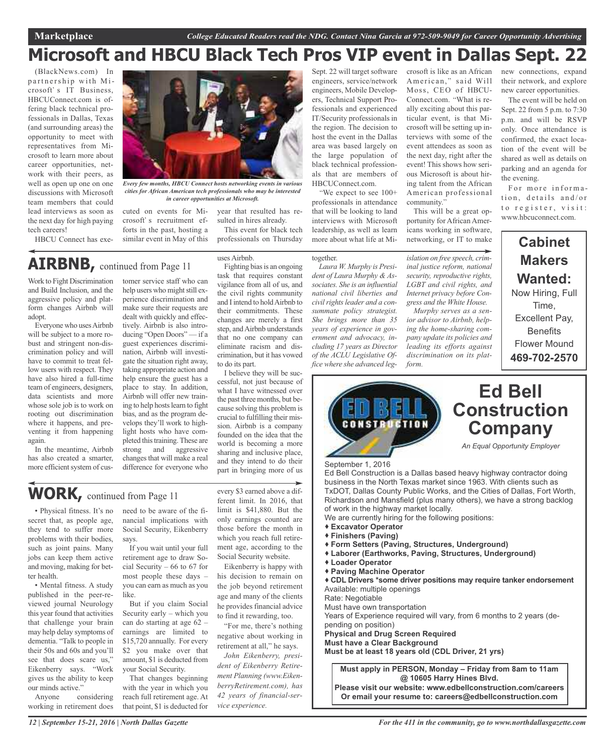# Microsoft and HBCU Black Tech Pros VIP event in Dallas Sept. 22

(BlackNews.com) In partnership with Microsoft's IT Business, HBCUConnect.com is offering black technical professionals in Dallas, Texas (and surrounding areas) the opportunity to meet with representatives from Microsoft to learn more about career opportunities, network with their peers, as well as open up one on one discussions with Microsoft team members that could lead interviews as soon as the next day for high paying tech careers!

*Every few months, HBCU Connect hosts networking events in various cities for African American tech professionals who may be interested in career opportunities at Microsoft.*

HBCU Connect has executed on events for Microsoft's recruitment efforts in the past, hosting a similar event in May of this year that resulted has resulted in hires already.

This event for black tech professionals on Thursday Sept. 22 will target software engineers, service/network engineers, Mobile Developers, Technical Support Professionals and experienced IT/Security professionals in the region. The decision to host the event in the Dallas area was based largely on the large population of black technical professionals that are members of HBCUConnect.com.

"We expect to see 100+ professionals in attendance that will be looking to land interviews with Microsoft leadership, as well as learn more about what life at Microsoft is like as an African American," said Will Moss, CEO of HBCUConnect.com. "What is really exciting about this particular event, is that Microsoft will be setting up interviews with some of the event attendees as soon as the next day, right after the event! This shows how serious Microsoft is about hiring talent from the African American professional community."

This will be a great opportunity for African Americans working in software, networking, or IT to make new connections, expand their network, and explore new career opportunities.

The event will be held on Sept. 22 from 5 p.m. to 7:30 p.m. and will be RSVP only. Once attendance is confirmed, the exact location of the event will be shared as well as details on parking and an agenda for the evening.

For more information, details and/or to register, visit: www.hbcuconnect.com.

## AIRBNB, continued from Page 11

Work to Fight Discrimination and Build Inclusion, and the aggressive policy and platform changes Airbnb will adopt.

Everyone who uses Airbnb will be subject to a more robust and stringent non-discrimination policy and will have to commit to treat fellow users with respect. They have also hired a full-time team of engineers, designers, data scientists and more whose sole job is to work on rooting out discrimination where it happens, and preventing it from happening again.

In the meantime, Airbnb has also created a smarter, more efficient system of customer service staff who can help users who might still experience discrimination and make sure their requests are dealt with quickly and effectively. Airbnb is also introducing "Open Doors" — if a guest experiences discrimination, Airbnb will investigate the situation right away, taking appropriate action and help ensure the guest has a place to stay. In addition, Airbnb will offer new training to help hosts learn to fight bias, and as the program develops they'll work to highlight hosts who have completed this training. These are strong and aggressive changes that will make a real difference for everyone who uses Airbnb.

Fighting bias is an ongoing task that requires constant vigilance from all of us, and the civil rights community and I intend to hold Airbnb to their commitments. These changes are merely a first step, and Airbnb understands that no one company can eliminate racism and discrimination, but it has vowed to do its part.

I believe they will be successful, not just because of what I have witnessed over the past three months, but because solving this problem is crucial to fulfilling their mission. Airbnb is a company founded on the idea that the world is becoming a more sharing and inclusive place, and they intend to do their part in bringing more of us together.

*Laura W. Murphy is President of Laura Murphy & Associates. She is an influential national civil liberties and civil rights leader and a consummate policy strategist. She brings more than 35 years of experience in government and advocacy, including 17 years as Director of the ACLU Legislative Office where she advanced legislation on free speech, criminal justice reform, national security, reproductive rights, LGBT and civil rights, and Internet privacy before Congress and the White House.*

*Murphy serves as a senior advisor to Airbnb, helping the home-sharing company update its policies and leading its efforts against discrimination on its platform.*

## WORK, continued from Page 11

• Physical fitness. It's no secret that, as people age, they tend to suffer more problems with their bodies, such as joint pains. Many jobs can keep them active and moving, making for better health.

• Mental fitness. A study published in the peer-reviewed journal Neurology this year found that activities that challenge your brain may help delay symptoms of dementia. "Talk to people in their 50s and 60s and you'll see that does scare us," Eikenberry says. "Work gives us the ability to keep our minds active."

Anyone considering working in retirement does need to be aware of the financial implications with Social Security, Eikenberry says.

If you wait until your full retirement age to draw Social Security – 66 to 67 for most people these days – you can earn as much as you like.

But if you claim Social Security early – which you can do starting at age 62 – earnings are limited to $15,720 annually. For every $2 you make over that amount, $1 is deducted from your Social Security.

That changes beginning with the year in which you reach full retirement age. At that point, $1 is deducted for every $3 earned above a different limit. In 2016, that limit is $41,880. But the only earnings counted are those before the month in which you reach full retirement age, according to the Social Security website.

Eikenberry is happy with his decision to remain on the job beyond retirement age and many of the clients he provides financial advice to find it rewarding, too.

"For me, there's nothing negative about working in retirement at all," he says.

*John Eikenberry, president of Eikenberry Retirement Planning (www.EikenberryRetirement.com), has 42 years of financial-service experience.*

---

**Cabinet Makers Wanted:**
Now Hiring, Full Time, Excellent Pay, Benefits
Flower Mound
**469-702-2570**

---

## Ed Bell Construction Company

*An Equal Opportunity Employer*

September 1, 2016

Ed Bell Construction is a Dallas based heavy highway contractor doing business in the North Texas market since 1963. With clients such as TxDOT, Dallas County Public Works, and the Cities of Dallas, Fort Worth, Richardson and Mansfield (plus many others), we have a strong backlog of work in the highway market locally.

We are currently hiring for the following positions:

- **Excavator Operator**
- **Finishers (Paving)**
- **Form Setters (Paving, Structures, Underground)**
- **Laborer (Earthworks, Paving, Structures, Underground)**
- **Loader Operator**
- **Paving Machine Operator**
- **CDL Drivers *some driver positions may require tanker endorsement**

Available: multiple openings
Rate: Negotiable
Must have own transportation
Years of Experience required will vary, from 6 months to 2 years (depending on position)
**Physical and Drug Screen Required**
**Must have a Clear Background**
**Must be at least 18 years old (CDL Driver, 21 yrs)**

**Must apply in PERSON, Monday – Friday from 8am to 11am @ 10605 Harry Hines Blvd.**
**Please visit our website: www.edbellconstruction.com/careers**
**Or email your resume to: careers@edbellconstruction.com**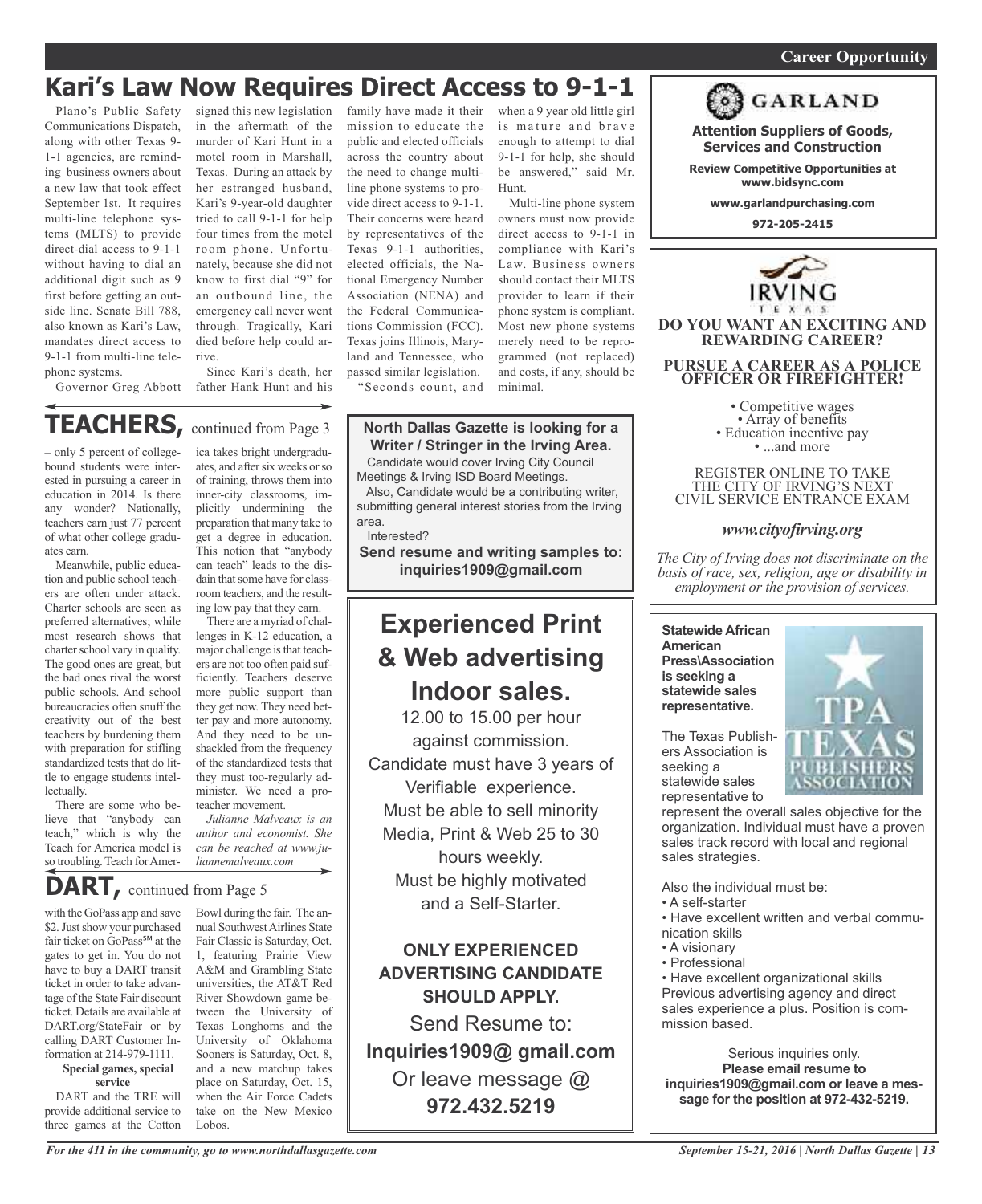Career Opportunity

# Kari's Law Now Requires Direct Access to 9-1-1

Plano's Public Safety Communications Dispatch, along with other Texas 9-1-1 agencies, are reminding business owners about a new law that took effect September 1st. It requires multi-line telephone systems (MLTS) to provide direct-dial access to 9-1-1 without having to dial an additional digit such as 9 first before getting an outside line. Senate Bill 788, also known as Kari's Law, mandates direct access to 9-1-1 from multi-line telephone systems.

Governor Greg Abbott signed this new legislation in the aftermath of the murder of Kari Hunt in a motel room in Marshall, Texas. During an attack by her estranged husband, Kari's 9-year-old daughter tried to call 9-1-1 for help four times from the motel room phone. Unfortunately, because she did not know to first dial "9" for an outbound line, the emergency call never went through. Tragically, Kari died before help could arrive.

Since Kari's death, her father Hank Hunt and his family have made it their mission to educate the public and elected officials across the country about the need to change multi-line phone systems to provide direct access to 9-1-1. Their concerns were heard by representatives of the Texas 9-1-1 authorities, elected officials, the National Emergency Number Association (NENA) and the Federal Communications Commission (FCC). Texas joins Illinois, Maryland and Tennessee, who passed similar legislation.

"Seconds count, and when a 9 year old little girl is mature and brave enough to attempt to dial 9-1-1 for help, she should be answered," said Mr. Hunt.

Multi-line phone system owners must now provide direct access to 9-1-1 in compliance with Kari's Law. Business owners should contact their MLTS provider to learn if their phone system is compliant. Most new phone systems merely need to be reprogrammed (not replaced) and costs, if any, should be minimal.

## TEACHERS, continued from Page 3

– only 5 percent of college-bound students were interested in pursuing a career in education in 2014. Is there any wonder? Nationally, teachers earn just 77 percent of what other college graduates earn.

Meanwhile, public education and public school teachers are often under attack. Charter schools are seen as preferred alternatives; while most research shows that charter school vary in quality. The good ones are great, but the bad ones rival the worst public schools. And school bureaucracies often snuff the creativity out of the best teachers by burdening them with preparation for stifling standardized tests that do little to engage students intellectually.

There are some who believe that "anybody can teach," which is why the Teach for America model is so troubling. Teach for America takes bright undergraduates, and after six weeks or so of training, throws them into inner-city classrooms, implicitly undermining the preparation that many take to get a degree in education. This notion that "anybody can teach" leads to the disdain that some have for classroom teachers, and the resulting low pay that they earn.

There are a myriad of challenges in K-12 education, a major challenge is that teachers are not too often paid sufficiently. Teachers deserve more public support than they get now. They need better pay and more autonomy. And they need to be unshackled from the frequency of the standardized tests that they must too-regularly administer. We need a pro-teacher movement.

*Julianne Malveaux is an author and economist. She can be reached at www.juliannemalveaux.com*

## DART, continued from Page 5

with the GoPass app and save $2. Just show your purchased fair ticket on GoPass℠ at the gates to get in. You do not have to buy a DART transit ticket in order to take advantage of the State Fair discount ticket. Details are available at DART.org/StateFair or by calling DART Customer Information at 214-979-1111.

**Special games, special service**

DART and the TRE will provide additional service to three games at the Cotton Bowl during the fair. The annual Southwest Airlines State Fair Classic is Saturday, Oct. 1, featuring Prairie View A&M and Grambling State universities, the AT&T Red River Showdown game between the University of Texas Longhorns and the University of Oklahoma Sooners is Saturday, Oct. 8, and a new matchup takes place on Saturday, Oct. 15, when the Air Force Cadets take on the New Mexico Lobos.

---

**North Dallas Gazette is looking for a Writer / Stringer in the Irving Area.**

Candidate would cover Irving City Council Meetings & Irving ISD Board Meetings.

Also, Candidate would be a contributing writer, submitting general interest stories from the Irving area.

Interested?

**Send resume and writing samples to: inquiries1909@gmail.com**

---

## Experienced Print & Web advertising Indoor sales.

12.00 to 15.00 per hour against commission.

Candidate must have 3 years of Verifiable experience.

Must be able to sell minority Media, Print & Web 25 to 30 hours weekly.

Must be highly motivated and a Self-Starter.

**ONLY EXPERIENCED ADVERTISING CANDIDATE SHOULD APPLY.**

Send Resume to:

**Inquiries1909@ gmail.com**

Or leave message @

**972.432.5219**

---

**GARLAND**

**Attention Suppliers of Goods, Services and Construction**

**Review Competitive Opportunities at www.bidsync.com**

**www.garlandpurchasing.com**

**972-205-2415**

---

**IRVING TEXAS**

**DO YOU WANT AN EXCITING AND REWARDING CAREER?**

**PURSUE A CAREER AS A POLICE OFFICER OR FIREFIGHTER!**

- Competitive wages
- Array of benefits
- Education incentive pay
- ...and more

REGISTER ONLINE TO TAKE THE CITY OF IRVING'S NEXT CIVIL SERVICE ENTRANCE EXAM

*www.cityofirving.org*

*The City of Irving does not discriminate on the basis of race, sex, religion, age or disability in employment or the provision of services.*

---

**Statewide African American Press\Association is seeking a statewide sales representative.**

TPA TEXAS PUBLISHERS ASSOCIATION

The Texas Publishers Association is seeking a statewide sales representative to represent the overall sales objective for the organization. Individual must have a proven sales track record with local and regional sales strategies.

Also the individual must be:

- A self-starter
- Have excellent written and verbal communication skills
- A visionary
- Professional
- Have excellent organizational skills

Previous advertising agency and direct sales experience a plus. Position is commission based.

Serious inquiries only.

**Please email resume to inquiries1909@gmail.com or leave a message for the position at 972-432-5219.**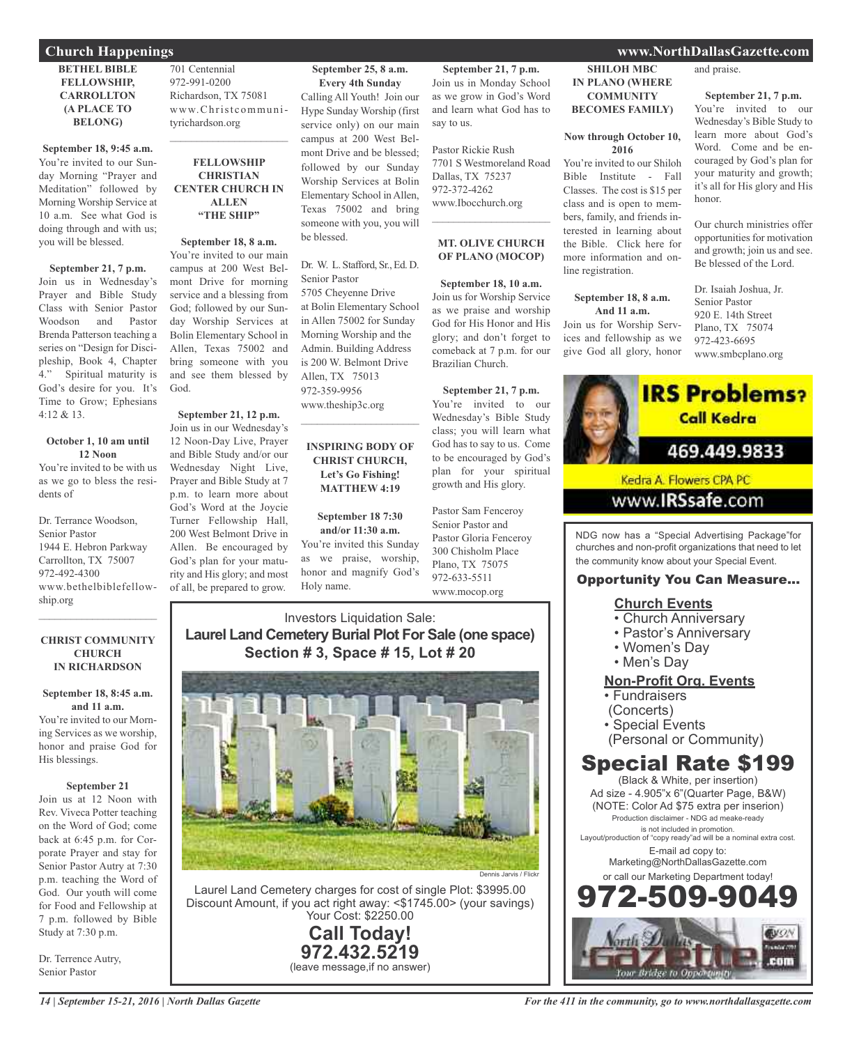## Church Happenings

**BETHEL BIBLE FELLOWSHIP, CARROLLTON (A PLACE TO BELONG)**

**September 18, 9:45 a.m.**
You're invited to our Sunday Morning "Prayer and Meditation" followed by Morning Worship Service at 10 a.m. See what God is doing through and with us; you will be blessed.

**September 21, 7 p.m.**
Join us in Wednesday's Prayer and Bible Study Class with Senior Pastor Woodson and Pastor Brenda Patterson teaching a series on "Design for Discipleship, Book 4, Chapter 4." Spiritual maturity is God's desire for you. It's Time to Grow; Ephesians 4:12 & 13.

**October 1, 10 am until 12 Noon**
You're invited to be with us as we go to bless the residents of

Dr. Terrance Woodson,
Senior Pastor
1944 E. Hebron Parkway
Carrollton, TX 75007
972-492-4300
www.bethelbiblefellowship.org

---

**CHRIST COMMUNITY CHURCH IN RICHARDSON**

**September 18, 8:45 a.m. and 11 a.m.**
You're invited to our Morning Services as we worship, honor and praise God for His blessings.

**September 21**
Join us at 12 Noon with Rev. Viveca Potter teaching on the Word of God; come back at 6:45 p.m. for Corporate Prayer and stay for Senior Pastor Autry at 7:30 p.m. teaching the Word of God. Our youth will come for Food and Fellowship at 7 p.m. followed by Bible Study at 7:30 p.m.

Dr. Terrence Autry,
Senior Pastor
701 Centennial
972-991-0200
Richardson, TX 75081
www.Christcommunityrichardson.org

---

**FELLOWSHIP CHRISTIAN CENTER CHURCH IN ALLEN "THE SHIP"**

**September 18, 8 a.m.**
You're invited to our main campus at 200 West Belmont Drive for morning service and a blessing from God; followed by our Sunday Worship Services at Bolin Elementary School in Allen, Texas 75002 and bring someone with you and see them blessed by God.

**September 21, 12 p.m.**
Join us in our Wednesday's 12 Noon-Day Live, Prayer and Bible Study and/or our Wednesday Night Live, Prayer and Bible Study at 7 p.m. to learn more about God's Word at the Joycie Turner Fellowship Hall, 200 West Belmont Drive in Allen. Be encouraged by God's plan for your maturity and His glory; and most of all, be prepared to grow.

**September 25, 8 a.m. Every 4th Sunday**
Calling All Youth! Join our Hype Sunday Worship (first service only) on our main campus at 200 West Belmont Drive and be blessed; followed by our Sunday Worship Services at Bolin Elementary School in Allen, Texas 75002 and bring someone with you, you will be blessed.

Dr. W. L. Stafford, Sr., Ed. D.
Senior Pastor
5705 Cheyenne Drive
at Bolin Elementary School in Allen 75002 for Sunday Morning Worship and the Admin. Building Address is 200 W. Belmont Drive
Allen, TX 75013
972-359-9956
www.theship3c.org

---

**INSPIRING BODY OF CHRIST CHURCH, Let's Go Fishing! MATTHEW 4:19**

**September 18 7:30 and/or 11:30 a.m.**
You're invited this Sunday as we praise, worship, honor and magnify God's Holy name.

**September 21, 7 p.m.**
Join us in Monday School as we grow in God's Word and learn what God has to say to us.

Pastor Rickie Rush
7701 S Westmoreland Road
Dallas, TX 75237
972-372-4262
www.Ibocchurch.org

---

**MT. OLIVE CHURCH OF PLANO (MOCOP)**

**September 18, 10 a.m.**
Join us for Worship Service as we praise and worship God for His Honor and His glory; and don't forget to comeback at 7 p.m. for our Brazilian Church.

**September 21, 7 p.m.**
You're invited to our Wednesday's Bible Study class; you will learn what God has to say to us. Come to be encouraged by God's plan for your spiritual growth and His glory.

Pastor Sam Fenceroy
Senior Pastor and
Pastor Gloria Fenceroy
300 Chisholm Place
Plano, TX 75075
972-633-5511
www.mocop.org

---

**SHILOH MBC IN PLANO (WHERE COMMUNITY BECOMES FAMILY)**

**Now through October 10, 2016**
You're invited to our Shiloh Bible Institute - Fall Classes. The cost is $15 per class and is open to members, family, and friends interested in learning about the Bible. Click here for more information and on-line registration.

**September 18, 8 a.m. And 11 a.m.**
Join us for Worship Services and fellowship as we give God all glory, honor and praise.

**September 21, 7 p.m.**
You're invited to our Wednesday's Bible Study to learn more about God's Word. Come and be encouraged by God's plan for your maturity and growth; it's all for His glory and His honor.

Our church ministries offer opportunities for motivation and growth; join us and see. Be blessed of the Lord.

Dr. Isaiah Joshua, Jr.
Senior Pastor
920 E. 14th Street
Plano, TX 75074
972-423-6695
www.smbcplano.org

---

**IRS Problems? Call Kedra**
**469.449.9833**
Kedra A. Flowers CPA PC
www.IRSsafe.com

---

Investors Liquidation Sale:
**Laurel Land Cemetery Burial Plot For Sale (one space)**
**Section # 3, Space # 15, Lot # 20**

Dennis Jarvis / Flickr

Laurel Land Cemetery charges for cost of single Plot: $3995.00
Discount Amount, if you act right away: <$1745.00> (your savings)
Your Cost: $2250.00

**Call Today!**
**972.432.5219**
(leave message,if no answer)

---

NDG now has a "Special Advertising Package"for churches and non-profit organizations that need to let the community know about your Special Event.

**Opportunity You Can Measure...**

**Church Events**
- Church Anniversary
- Pastor's Anniversary
- Women's Day
- Men's Day

**Non-Profit Org. Events**
- Fundraisers (Concerts)
- Special Events (Personal or Community)

**Special Rate $199**
(Black & White, per insertion)
Ad size - 4.905"x 6"(Quarter Page, B&W)
(NOTE: Color Ad $75 extra per inserion)
Production disclaimer - NDG ad meake-ready is not included in promotion.
Layout/production of "copy ready"ad will be a nominal extra cost.
E-mail ad copy to:
Marketing@NorthDallasGazette.com
or call our Marketing Department today!
**972-509-9049**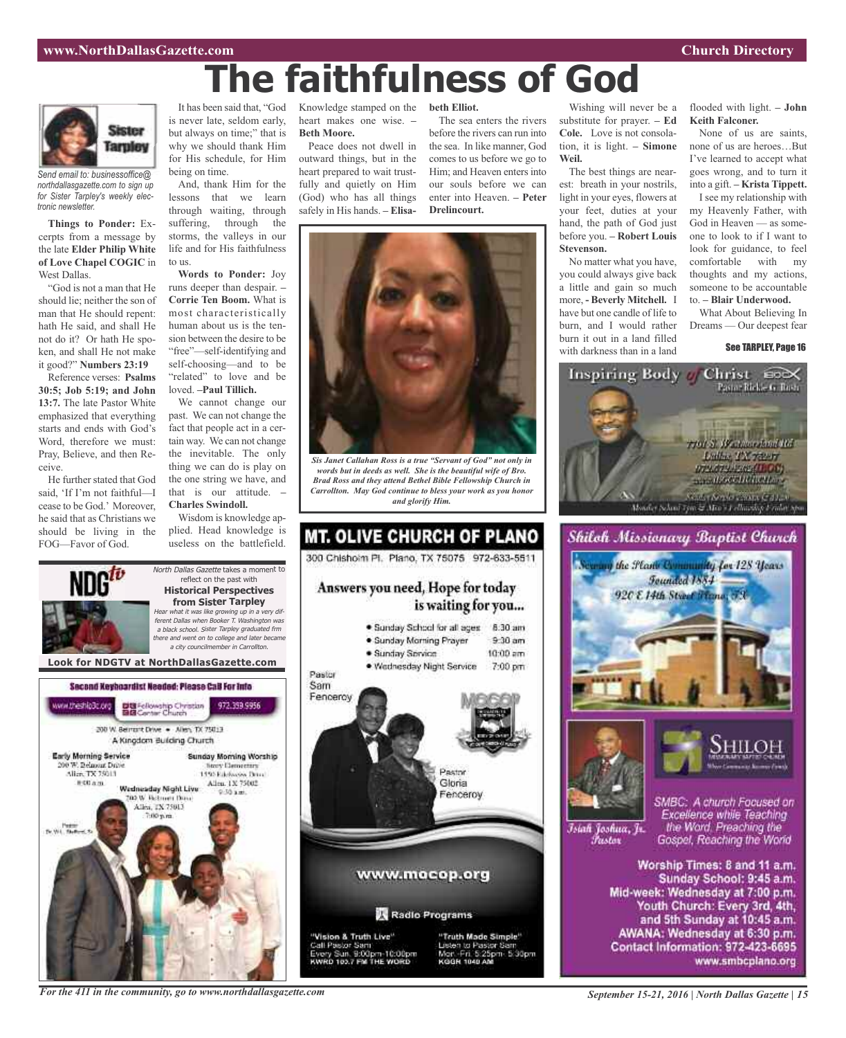# The faithfulness of God

*Send email to: businessoffice@northdallasgazette.com to sign up for Sister Tarpley's weekly electronic newsletter.*

**Things to Ponder:** Excerpts from a message by the late **Elder Philip White of Love Chapel COGIC** in West Dallas.

"God is not a man that He should lie; neither the son of man that He should repent: hath He said, and shall He not do it? Or hath He spoken, and shall He not make it good?" **Numbers 23:19**

Reference verses: **Psalms 30:5; Job 5:19; and John 13:7.** The late Pastor White emphasized that everything starts and ends with God's Word, therefore we must: Pray, Believe, and then Receive.

He further stated that God said, 'If I'm not faithful—I cease to be God.' Moreover, he said that as Christians we should be living in the FOG—Favor of God.

It has been said that, "God is never late, seldom early, but always on time;" that is why we should thank Him for His schedule, for Him being on time.

And, thank Him for the lessons that we learn through waiting, through suffering, through the storms, the valleys in our life and for His faithfulness to us.

**Words to Ponder:** Joy runs deeper than despair. – **Corrie Ten Boom.** What is most characteristically human about us is the tension between the desire to be "free"—self-identifying and self-choosing—and to be "related" to love and be loved. –**Paul Tillich.**

We cannot change our past. We can not change the fact that people act in a certain way. We can not change the inevitable. The only thing we can do is play on the one string we have, and that is our attitude. – **Charles Swindoll.**

Wisdom is knowledge applied. Head knowledge is useless on the battlefield. Knowledge stamped on the heart makes one wise. – **Beth Moore.**

Peace does not dwell in outward things, but in the heart prepared to wait trustfully and quietly on Him (God) who has all things safely in His hands. – **Elisabeth Elliot.**

The sea enters the rivers before the rivers can run into the sea. In like manner, God comes to us before we go to Him; and Heaven enters into our souls before we can enter into Heaven. – **Peter Drelincourt.**

Wishing will never be a substitute for prayer. – **Ed Cole.** Love is not consolation, it is light. – **Simone Weil.**

The best things are nearest: breath in your nostrils, light in your eyes, flowers at your feet, duties at your hand, the path of God just before you. – **Robert Louis Stevenson.**

No matter what you have, you could always give back a little and gain so much more, **- Beverly Mitchell.** I have but one candle of life to burn, and I would rather burn it out in a land filled with darkness than in a land flooded with light. – **John Keith Falconer.**

None of us are saints, none of us are heroes…But I've learned to accept what goes wrong, and to turn it into a gift. – **Krista Tippett.**

I see my relationship with my Heavenly Father, with God in Heaven — as someone to look to if I want to look for guidance, to feel comfortable with my thoughts and my actions, someone to be accountable to. – **Blair Underwood.**

What About Believing In Dreams — Our deepest fear

**See TARPLEY, Page 16**

***Sis Janet Callahan Ross is a true "Servant of God" not only in words but in deeds as well. She is the beautiful wife of Bro. Brad Ross and they attend Bethel Bible Fellowship Church in Carrollton. May God continue to bless your work as you honor and glorify Him.***

*North Dallas Gazette* takes a moment to reflect on the past with
**Historical Perspectives from Sister Tarpley**
*Hear what it was like growing up in a very different Dallas when Booker T. Washington was a black school. Sister Tarpley graduated frm there and went on to college and later became a city councilmember in Carrollton.*

**Look for NDGTV at NorthDallasGazette.com**

**Second Keyboardist Needed: Please Call For Info**
www.thefcc.org — Fellowship Christian Center Church — 972.359.9956
200 W. Belmont Drive • Allen, TX 75013
A Kingdom Building Church
Early Morning Service: 200 W. Belmont Drive, Allen, TX 75013, 8:00 a.m.
Sunday Morning Worship: Story Elementary, 1550 Edelweiss Drive, Allen, TX 75002, 9:30 a.m.
Wednesday Night Live: 200 W. Belmont Drive, Allen, TX 75013, 7:00 p.m.
Pastor Dr. W.L. Stafford, Sr.

**MT. OLIVE CHURCH OF PLANO**
300 Chisholm Pl. Plano, TX 75075 972-633-5511
Answers you need, Hope for today is waiting for you...
- Sunday School for all ages 8:30 am
- Sunday Morning Prayer 9:30 am
- Sunday Service 10:00 am
- Wednesday Night Service 7:00 pm

Pastor Sam Fenceroy
Pastor Gloria Fenceroy
www.mocop.org
Radio Programs
"Vision & Truth Live" Call Pastor Sam Every Sun. 9:00pm-10:00pm KWRD 100.7 FM THE WORD
"Truth Made Simple" Listen to Pastor Sam Mon.-Fri. 5:25pm- 5:30pm KGGR 1040 AM

**Inspiring Body of Christ** — Pastor Rickie G. Rush

**Shiloh Missionary Baptist Church**
Serving the Plano Community for 128 Years
Founded 1884
920 E 14th Street Plano, TX
Isiah Joshua, Jr. Pastor
SMBC: A church Focused on Excellence while Teaching the Word, Preaching the Gospel, Reaching the World
Worship Times: 8 and 11 a.m.
Sunday School: 9:45 a.m.
Mid-week: Wednesday at 7:00 p.m.
Youth Church: Every 3rd, 4th, and 5th Sunday at 10:45 a.m.
AWANA: Wednesday at 6:30 p.m.
Contact Information: 972-423-6695
www.smbcplano.org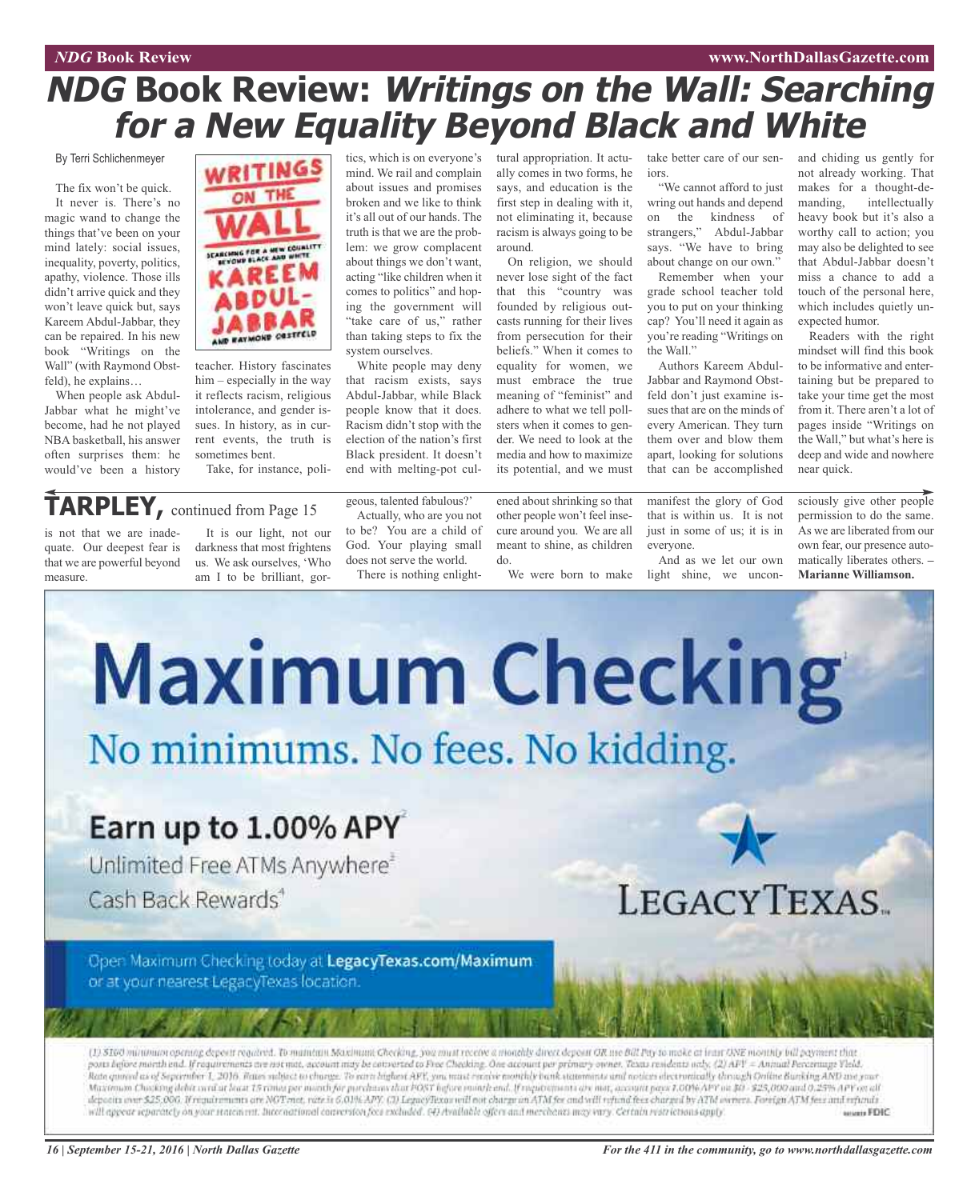# *NDG* Book Review: *Writings on the Wall: Searching for a New Equality Beyond Black and White*

By Terri Schlichenmeyer

The fix won't be quick.

It never is. There's no magic wand to change the things that've been on your mind lately: social issues, inequality, poverty, politics, apathy, violence. Those ills didn't arrive quick and they won't leave quick but, says Kareem Abdul-Jabbar, they can be repaired. In his new book "Writings on the Wall" (with Raymond Obstfeld), he explains…

When people ask Abdul-Jabbar what he might've become, had he not played NBA basketball, his answer often surprises them: he would've been a history teacher. History fascinates him – especially in the way it reflects racism, religious intolerance, and gender issues. In history, as in current events, the truth is sometimes bent.

Take, for instance, politics, which is on everyone's mind. We rail and complain about issues and promises broken and we like to think it's all out of our hands. The truth is that we are the problem: we grow complacent about things we don't want, acting "like children when it comes to politics" and hoping the government will "take care of us," rather than taking steps to fix the system ourselves.

White people may deny that racism exists, says Abdul-Jabbar, while Black people know that it does. Racism didn't stop with the election of the nation's first Black president. It doesn't end with melting-pot cultural appropriation. It actually comes in two forms, he says, and education is the first step in dealing with it, not eliminating it, because racism is always going to be around.

On religion, we should never lose sight of the fact that this "country was founded by religious outcasts running for their lives from persecution for their beliefs." When it comes to equality for women, we must embrace the true meaning of "feminist" and adhere to what we tell pollsters when it comes to gender. We need to look at the media and how to maximize its potential, and we must take better care of our seniors.

"We cannot afford to just wring out hands and depend on the kindness of strangers," Abdul-Jabbar says. "We have to bring about change on our own."

Remember when your grade school teacher told you to put on your thinking cap? You'll need it again as you're reading "Writings on the Wall."

Authors Kareem Abdul-Jabbar and Raymond Obstfeld don't just examine issues that are on the minds of every American. They turn them over and blow them apart, looking for solutions that can be accomplished and chiding us gently for not already working. That makes for a thought-demanding, intellectually heavy book but it's also a worthy call to action; you may also be delighted to see that Abdul-Jabbar doesn't miss a chance to add a touch of the personal here, which includes quietly unexpected humor.

Readers with the right mindset will find this book to be informative and entertaining but be prepared to take your time get the most from it. There aren't a lot of pages inside "Writings on the Wall," but what's here is deep and wide and nowhere near quick.

## TARPLEY, continued from Page 15

is not that we are inadequate. Our deepest fear is that we are powerful beyond measure.

It is our light, not our darkness that most frightens us. We ask ourselves, 'Who am I to be brilliant, gorgeous, talented fabulous?'

Actually, who are you not to be? You are a child of God. Your playing small does not serve the world.

There is nothing enlightened about shrinking so that other people won't feel insecure around you. We are all meant to shine, as children do.

We were born to make manifest the glory of God that is within us. It is not just in some of us; it is in everyone.

And as we let our own light shine, we unconsciously give other people permission to do the same. As we are liberated from our own fear, our presence automatically liberates others. – **Marianne Williamson.**

---

# Maximum Checking[1]

No minimums. No fees. No kidding.

**Earn up to 1.00% APY[2]**

Unlimited Free ATMs Anywhere[3]

Cash Back Rewards[4]

LEGACYTEXAS

Open Maximum Checking today at **LegacyTexas.com/Maximum** or at your nearest LegacyTexas location.

(1) $160 minimum opening deposit required. To maintain Maximum Checking, you must receive a monthly direct deposit OR use Bill Pay to make at least ONE monthly bill payment that posts before month end. If requirements are not met, account may be converted to Free Checking. One account per primary owner. Texas residents only. (2) APY = Annual Percentage Yield. Rate quoted as of September 1, 2016. Rates subject to change. To earn highest APY, you must receive monthly bank statements and notices electronically through Online Banking AND use your Maximum Checking debit card at least 15 times per month for purchases that POST before month end. If requirements are met, account pays 1.00% APY on $0 - $25,000 and 0.25% APY on all deposits over $25,000. If requirements are NOT met, rate is 0.01% APY. (3) LegacyTexas will not charge an ATM fee and will refund fees charged by ATM owners. Foreign ATM fees and refunds will appear separately on your statement. International conversion fees excluded. (4) Available offers and merchants may vary. Certain restrictions apply. Member FDIC